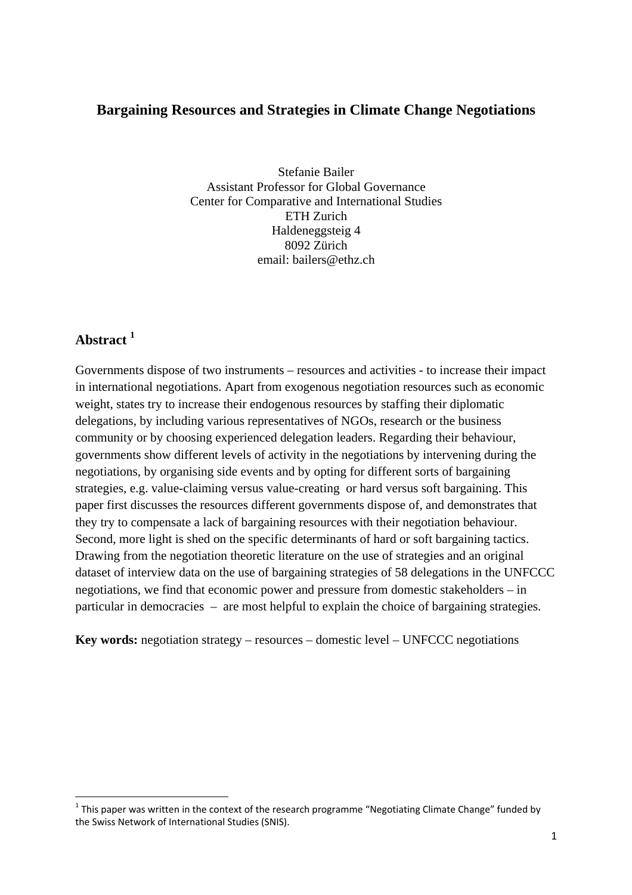# Bargaining Resources and Strategies in Climate Change Negotiations

Stefanie Bailer
Assistant Professor for Global Governance
Center for Comparative and International Studies
ETH Zurich
Haldeneggsteig 4
8092 Zürich
email: bailers@ethz.ch

## Abstract [1]

Governments dispose of two instruments – resources and activities - to increase their impact in international negotiations. Apart from exogenous negotiation resources such as economic weight, states try to increase their endogenous resources by staffing their diplomatic delegations, by including various representatives of NGOs, research or the business community or by choosing experienced delegation leaders. Regarding their behaviour, governments show different levels of activity in the negotiations by intervening during the negotiations, by organising side events and by opting for different sorts of bargaining strategies, e.g. value-claiming versus value-creating or hard versus soft bargaining. This paper first discusses the resources different governments dispose of, and demonstrates that they try to compensate a lack of bargaining resources with their negotiation behaviour. Second, more light is shed on the specific determinants of hard or soft bargaining tactics. Drawing from the negotiation theoretic literature on the use of strategies and an original dataset of interview data on the use of bargaining strategies of 58 delegations in the UNFCCC negotiations, we find that economic power and pressure from domestic stakeholders – in particular in democracies – are most helpful to explain the choice of bargaining strategies.

**Key words:** negotiation strategy – resources – domestic level – UNFCCC negotiations

[1] This paper was written in the context of the research programme "Negotiating Climate Change" funded by the Swiss Network of International Studies (SNIS).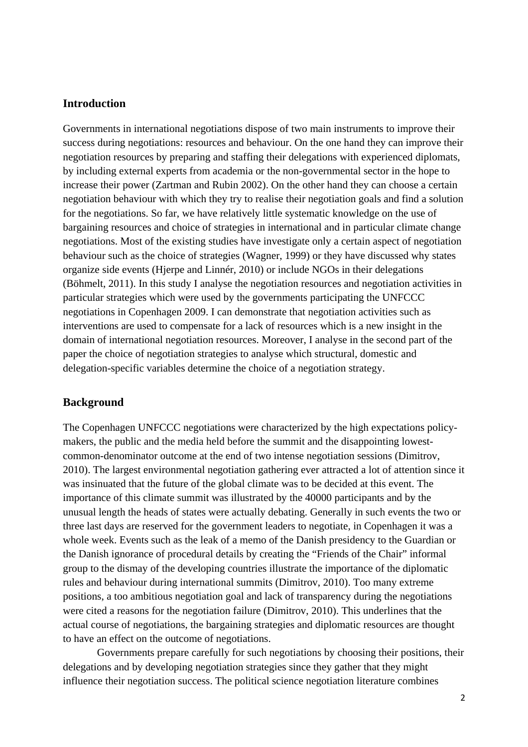## Introduction

Governments in international negotiations dispose of two main instruments to improve their success during negotiations: resources and behaviour. On the one hand they can improve their negotiation resources by preparing and staffing their delegations with experienced diplomats, by including external experts from academia or the non-governmental sector in the hope to increase their power (Zartman and Rubin 2002). On the other hand they can choose a certain negotiation behaviour with which they try to realise their negotiation goals and find a solution for the negotiations. So far, we have relatively little systematic knowledge on the use of bargaining resources and choice of strategies in international and in particular climate change negotiations. Most of the existing studies have investigate only a certain aspect of negotiation behaviour such as the choice of strategies (Wagner, 1999) or they have discussed why states organize side events (Hjerpe and Linnér, 2010) or include NGOs in their delegations (Böhmelt, 2011). In this study I analyse the negotiation resources and negotiation activities in particular strategies which were used by the governments participating the UNFCCC negotiations in Copenhagen 2009. I can demonstrate that negotiation activities such as interventions are used to compensate for a lack of resources which is a new insight in the domain of international negotiation resources. Moreover, I analyse in the second part of the paper the choice of negotiation strategies to analyse which structural, domestic and delegation-specific variables determine the choice of a negotiation strategy.

## Background

The Copenhagen UNFCCC negotiations were characterized by the high expectations policy-makers, the public and the media held before the summit and the disappointing lowest-common-denominator outcome at the end of two intense negotiation sessions (Dimitrov, 2010). The largest environmental negotiation gathering ever attracted a lot of attention since it was insinuated that the future of the global climate was to be decided at this event. The importance of this climate summit was illustrated by the 40000 participants and by the unusual length the heads of states were actually debating. Generally in such events the two or three last days are reserved for the government leaders to negotiate, in Copenhagen it was a whole week. Events such as the leak of a memo of the Danish presidency to the Guardian or the Danish ignorance of procedural details by creating the "Friends of the Chair" informal group to the dismay of the developing countries illustrate the importance of the diplomatic rules and behaviour during international summits (Dimitrov, 2010). Too many extreme positions, a too ambitious negotiation goal and lack of transparency during the negotiations were cited a reasons for the negotiation failure (Dimitrov, 2010). This underlines that the actual course of negotiations, the bargaining strategies and diplomatic resources are thought to have an effect on the outcome of negotiations.

Governments prepare carefully for such negotiations by choosing their positions, their delegations and by developing negotiation strategies since they gather that they might influence their negotiation success. The political science negotiation literature combines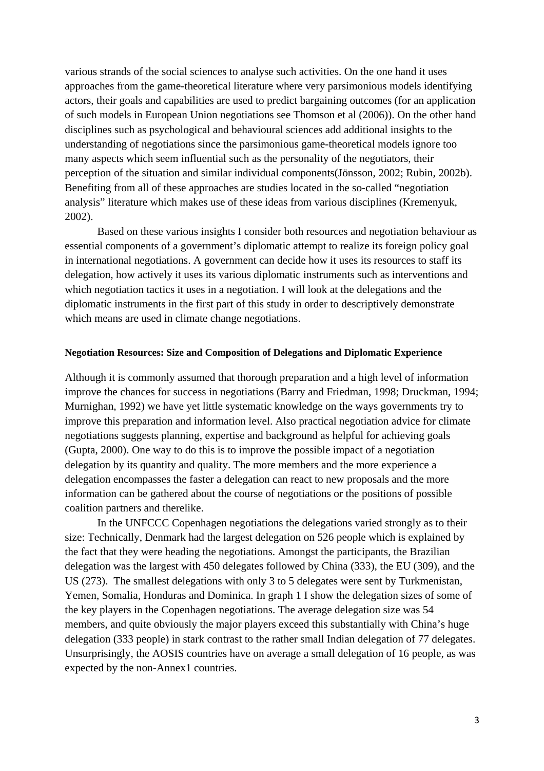various strands of the social sciences to analyse such activities. On the one hand it uses approaches from the game-theoretical literature where very parsimonious models identifying actors, their goals and capabilities are used to predict bargaining outcomes (for an application of such models in European Union negotiations see Thomson et al (2006)). On the other hand disciplines such as psychological and behavioural sciences add additional insights to the understanding of negotiations since the parsimonious game-theoretical models ignore too many aspects which seem influential such as the personality of the negotiators, their perception of the situation and similar individual components(Jönsson, 2002; Rubin, 2002b). Benefiting from all of these approaches are studies located in the so-called "negotiation analysis" literature which makes use of these ideas from various disciplines (Kremenyuk, 2002).

Based on these various insights I consider both resources and negotiation behaviour as essential components of a government's diplomatic attempt to realize its foreign policy goal in international negotiations. A government can decide how it uses its resources to staff its delegation, how actively it uses its various diplomatic instruments such as interventions and which negotiation tactics it uses in a negotiation. I will look at the delegations and the diplomatic instruments in the first part of this study in order to descriptively demonstrate which means are used in climate change negotiations.

#### Negotiation Resources: Size and Composition of Delegations and Diplomatic Experience

Although it is commonly assumed that thorough preparation and a high level of information improve the chances for success in negotiations (Barry and Friedman, 1998; Druckman, 1994; Murnighan, 1992) we have yet little systematic knowledge on the ways governments try to improve this preparation and information level. Also practical negotiation advice for climate negotiations suggests planning, expertise and background as helpful for achieving goals (Gupta, 2000). One way to do this is to improve the possible impact of a negotiation delegation by its quantity and quality. The more members and the more experience a delegation encompasses the faster a delegation can react to new proposals and the more information can be gathered about the course of negotiations or the positions of possible coalition partners and therelike.

In the UNFCCC Copenhagen negotiations the delegations varied strongly as to their size: Technically, Denmark had the largest delegation on 526 people which is explained by the fact that they were heading the negotiations. Amongst the participants, the Brazilian delegation was the largest with 450 delegates followed by China (333), the EU (309), and the US (273). The smallest delegations with only 3 to 5 delegates were sent by Turkmenistan, Yemen, Somalia, Honduras and Dominica. In graph 1 I show the delegation sizes of some of the key players in the Copenhagen negotiations. The average delegation size was 54 members, and quite obviously the major players exceed this substantially with China's huge delegation (333 people) in stark contrast to the rather small Indian delegation of 77 delegates. Unsurprisingly, the AOSIS countries have on average a small delegation of 16 people, as was expected by the non-Annex1 countries.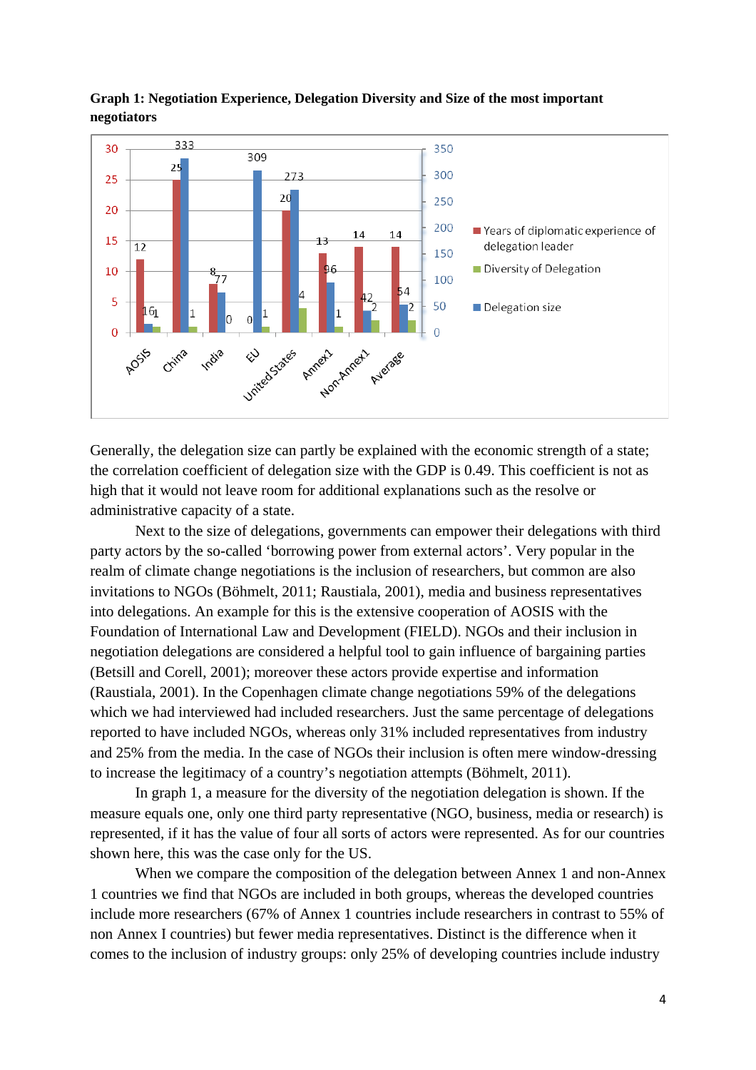**Graph 1: Negotiation Experience, Delegation Diversity and Size of the most important negotiators**

Generally, the delegation size can partly be explained with the economic strength of a state; the correlation coefficient of delegation size with the GDP is 0.49. This coefficient is not as high that it would not leave room for additional explanations such as the resolve or administrative capacity of a state.

Next to the size of delegations, governments can empower their delegations with third party actors by the so-called 'borrowing power from external actors'. Very popular in the realm of climate change negotiations is the inclusion of researchers, but common are also invitations to NGOs (Böhmelt, 2011; Raustiala, 2001), media and business representatives into delegations. An example for this is the extensive cooperation of AOSIS with the Foundation of International Law and Development (FIELD). NGOs and their inclusion in negotiation delegations are considered a helpful tool to gain influence of bargaining parties (Betsill and Corell, 2001); moreover these actors provide expertise and information (Raustiala, 2001). In the Copenhagen climate change negotiations 59% of the delegations which we had interviewed had included researchers. Just the same percentage of delegations reported to have included NGOs, whereas only 31% included representatives from industry and 25% from the media. In the case of NGOs their inclusion is often mere window-dressing to increase the legitimacy of a country's negotiation attempts (Böhmelt, 2011).

In graph 1, a measure for the diversity of the negotiation delegation is shown. If the measure equals one, only one third party representative (NGO, business, media or research) is represented, if it has the value of four all sorts of actors were represented. As for our countries shown here, this was the case only for the US.

When we compare the composition of the delegation between Annex 1 and non-Annex 1 countries we find that NGOs are included in both groups, whereas the developed countries include more researchers (67% of Annex 1 countries include researchers in contrast to 55% of non Annex I countries) but fewer media representatives. Distinct is the difference when it comes to the inclusion of industry groups: only 25% of developing countries include industry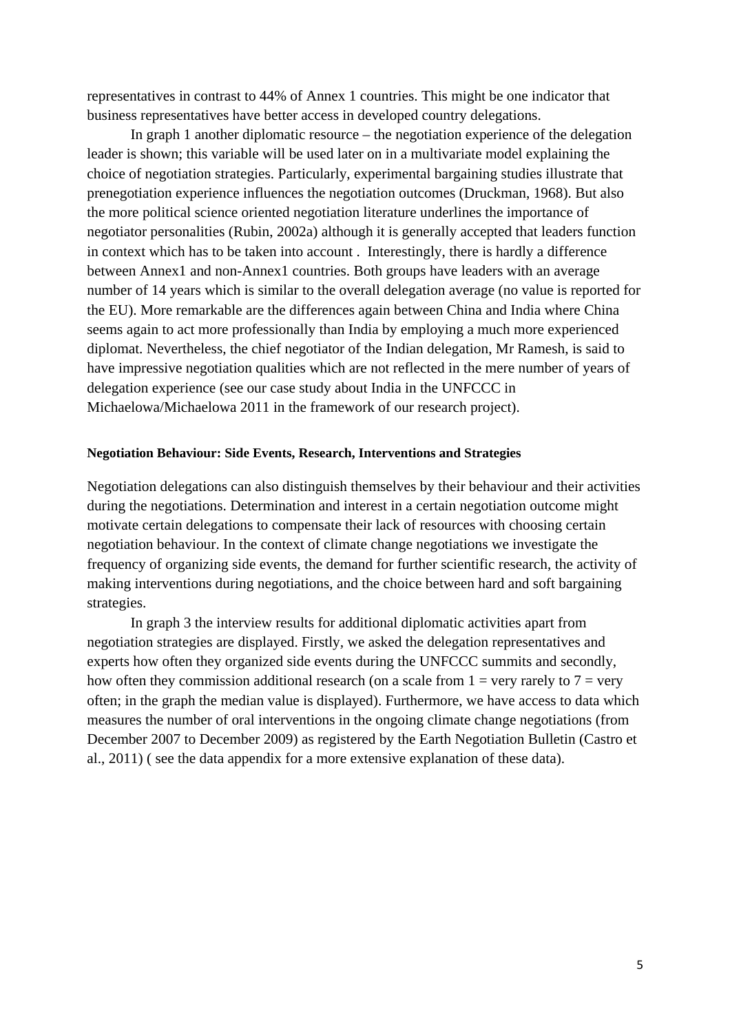representatives in contrast to 44% of Annex 1 countries. This might be one indicator that business representatives have better access in developed country delegations.

In graph 1 another diplomatic resource – the negotiation experience of the delegation leader is shown; this variable will be used later on in a multivariate model explaining the choice of negotiation strategies. Particularly, experimental bargaining studies illustrate that prenegotiation experience influences the negotiation outcomes (Druckman, 1968). But also the more political science oriented negotiation literature underlines the importance of negotiator personalities (Rubin, 2002a) although it is generally accepted that leaders function in context which has to be taken into account . Interestingly, there is hardly a difference between Annex1 and non-Annex1 countries. Both groups have leaders with an average number of 14 years which is similar to the overall delegation average (no value is reported for the EU). More remarkable are the differences again between China and India where China seems again to act more professionally than India by employing a much more experienced diplomat. Nevertheless, the chief negotiator of the Indian delegation, Mr Ramesh, is said to have impressive negotiation qualities which are not reflected in the mere number of years of delegation experience (see our case study about India in the UNFCCC in Michaelowa/Michaelowa 2011 in the framework of our research project).

#### Negotiation Behaviour: Side Events, Research, Interventions and Strategies

Negotiation delegations can also distinguish themselves by their behaviour and their activities during the negotiations. Determination and interest in a certain negotiation outcome might motivate certain delegations to compensate their lack of resources with choosing certain negotiation behaviour. In the context of climate change negotiations we investigate the frequency of organizing side events, the demand for further scientific research, the activity of making interventions during negotiations, and the choice between hard and soft bargaining strategies.

In graph 3 the interview results for additional diplomatic activities apart from negotiation strategies are displayed. Firstly, we asked the delegation representatives and experts how often they organized side events during the UNFCCC summits and secondly, how often they commission additional research (on a scale from 1 = very rarely to 7 = very often; in the graph the median value is displayed). Furthermore, we have access to data which measures the number of oral interventions in the ongoing climate change negotiations (from December 2007 to December 2009) as registered by the Earth Negotiation Bulletin (Castro et al., 2011) ( see the data appendix for a more extensive explanation of these data).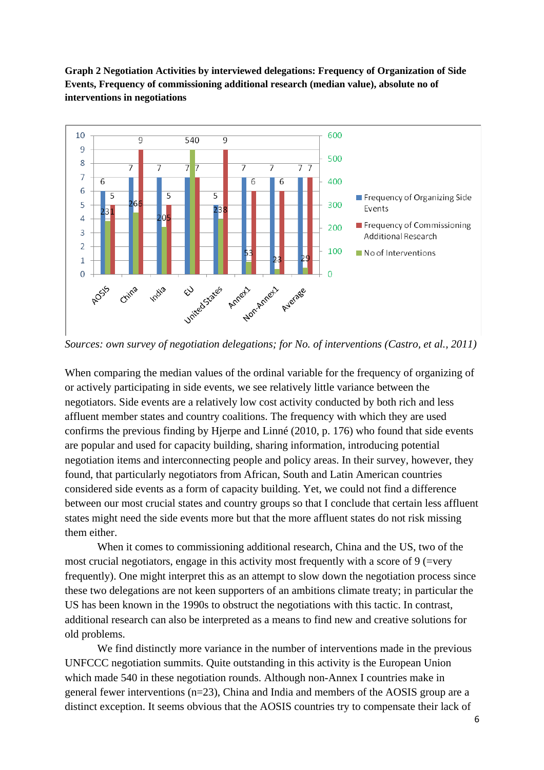**Graph 2 Negotiation Activities by interviewed delegations: Frequency of Organization of Side Events, Frequency of commissioning additional research (median value), absolute no of interventions in negotiations**

| | Frequency of Organizing Side Events | Frequency of Commissioning Additional Research | No of Interventions |
|---|---|---|---|
| AOSIS | 6 | 5 | 231 |
| China | 7 | 9 | 266 |
| India | 7 | 5 | 205 |
| EU | 7 | 7 | 540 |
| United States | 5 | 9 | 238 |
| Annex1 | 7 | 6 | 53 |
| Non-Annex1 | 7 | 6 | 23 |
| Average | 7 | 7 | 29 |

*Sources: own survey of negotiation delegations; for No. of interventions (Castro, et al., 2011)*

When comparing the median values of the ordinal variable for the frequency of organizing of or actively participating in side events, we see relatively little variance between the negotiators. Side events are a relatively low cost activity conducted by both rich and less affluent member states and country coalitions. The frequency with which they are used confirms the previous finding by Hjerpe and Linné (2010, p. 176) who found that side events are popular and used for capacity building, sharing information, introducing potential negotiation items and interconnecting people and policy areas. In their survey, however, they found, that particularly negotiators from African, South and Latin American countries considered side events as a form of capacity building. Yet, we could not find a difference between our most crucial states and country groups so that I conclude that certain less affluent states might need the side events more but that the more affluent states do not risk missing them either.

When it comes to commissioning additional research, China and the US, two of the most crucial negotiators, engage in this activity most frequently with a score of 9 (=very frequently). One might interpret this as an attempt to slow down the negotiation process since these two delegations are not keen supporters of an ambitions climate treaty; in particular the US has been known in the 1990s to obstruct the negotiations with this tactic. In contrast, additional research can also be interpreted as a means to find new and creative solutions for old problems.

We find distinctly more variance in the number of interventions made in the previous UNFCCC negotiation summits. Quite outstanding in this activity is the European Union which made 540 in these negotiation rounds. Although non-Annex I countries make in general fewer interventions (n=23), China and India and members of the AOSIS group are a distinct exception. It seems obvious that the AOSIS countries try to compensate their lack of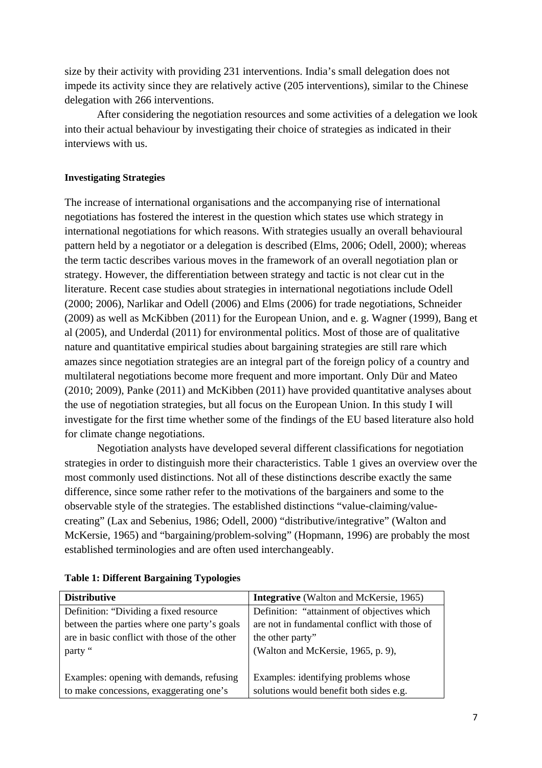size by their activity with providing 231 interventions. India's small delegation does not impede its activity since they are relatively active (205 interventions), similar to the Chinese delegation with 266 interventions.

After considering the negotiation resources and some activities of a delegation we look into their actual behaviour by investigating their choice of strategies as indicated in their interviews with us.

**Investigating Strategies**

The increase of international organisations and the accompanying rise of international negotiations has fostered the interest in the question which states use which strategy in international negotiations for which reasons. With strategies usually an overall behavioural pattern held by a negotiator or a delegation is described (Elms, 2006; Odell, 2000); whereas the term tactic describes various moves in the framework of an overall negotiation plan or strategy. However, the differentiation between strategy and tactic is not clear cut in the literature. Recent case studies about strategies in international negotiations include Odell (2000; 2006), Narlikar and Odell (2006) and Elms (2006) for trade negotiations, Schneider (2009) as well as McKibben (2011) for the European Union, and e. g. Wagner (1999), Bang et al (2005), and Underdal (2011) for environmental politics. Most of those are of qualitative nature and quantitative empirical studies about bargaining strategies are still rare which amazes since negotiation strategies are an integral part of the foreign policy of a country and multilateral negotiations become more frequent and more important. Only Dür and Mateo (2010; 2009), Panke (2011) and McKibben (2011) have provided quantitative analyses about the use of negotiation strategies, but all focus on the European Union. In this study I will investigate for the first time whether some of the findings of the EU based literature also hold for climate change negotiations.

Negotiation analysts have developed several different classifications for negotiation strategies in order to distinguish more their characteristics. Table 1 gives an overview over the most commonly used distinctions. Not all of these distinctions describe exactly the same difference, since some rather refer to the motivations of the bargainers and some to the observable style of the strategies. The established distinctions "value-claiming/value-creating" (Lax and Sebenius, 1986; Odell, 2000) "distributive/integrative" (Walton and McKersie, 1965) and "bargaining/problem-solving" (Hopmann, 1996) are probably the most established terminologies and are often used interchangeably.

**Table 1: Different Bargaining Typologies**

| **Distributive** | **Integrative** (Walton and McKersie, 1965) |
|---|---|
| Definition: "Dividing a fixed resource between the parties where one party's goals are in basic conflict with those of the other party "<br><br>Examples: opening with demands, refusing to make concessions, exaggerating one's | Definition: "attainment of objectives which are not in fundamental conflict with those of the other party"<br>(Walton and McKersie, 1965, p. 9),<br><br>Examples: identifying problems whose solutions would benefit both sides e.g. |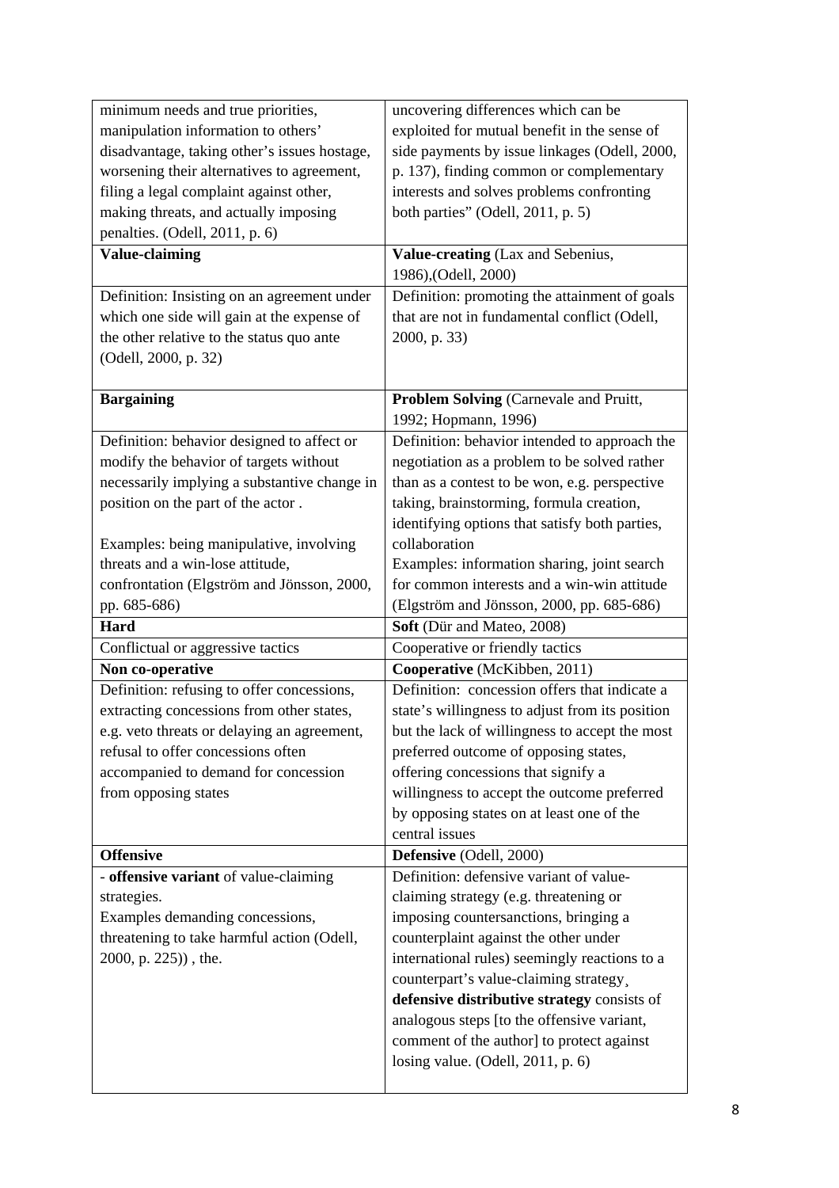| | |
|---|---|
| minimum needs and true priorities, manipulation information to others' disadvantage, taking other's issues hostage, worsening their alternatives to agreement, filing a legal complaint against other, making threats, and actually imposing penalties. (Odell, 2011, p. 6) | uncovering differences which can be exploited for mutual benefit in the sense of side payments by issue linkages (Odell, 2000, p. 137), finding common or complementary interests and solves problems confronting both parties" (Odell, 2011, p. 5) |
| **Value-claiming** | **Value-creating** (Lax and Sebenius, 1986),(Odell, 2000) |
| Definition: Insisting on an agreement under which one side will gain at the expense of the other relative to the status quo ante (Odell, 2000, p. 32) | Definition: promoting the attainment of goals that are not in fundamental conflict (Odell, 2000, p. 33) |
| **Bargaining** | **Problem Solving** (Carnevale and Pruitt, 1992; Hopmann, 1996) |
| Definition: behavior designed to affect or modify the behavior of targets without necessarily implying a substantive change in position on the part of the actor .<br><br>Examples: being manipulative, involving threats and a win-lose attitude, confrontation (Elgström and Jönsson, 2000, pp. 685-686) | Definition: behavior intended to approach the negotiation as a problem to be solved rather than as a contest to be won, e.g. perspective taking, brainstorming, formula creation, identifying options that satisfy both parties, collaboration<br>Examples: information sharing, joint search for common interests and a win-win attitude (Elgström and Jönsson, 2000, pp. 685-686) |
| **Hard** | **Soft** (Dür and Mateo, 2008) |
| Conflictual or aggressive tactics | Cooperative or friendly tactics |
| **Non co-operative** | **Cooperative** (McKibben, 2011) |
| Definition: refusing to offer concessions, extracting concessions from other states, e.g. veto threats or delaying an agreement, refusal to offer concessions often accompanied to demand for concession from opposing states | Definition: concession offers that indicate a state's willingness to adjust from its position but the lack of willingness to accept the most preferred outcome of opposing states, offering concessions that signify a willingness to accept the outcome preferred by opposing states on at least one of the central issues |
| **Offensive** | **Defensive** (Odell, 2000) |
| - **offensive variant** of value-claiming strategies.<br>Examples demanding concessions, threatening to take harmful action (Odell, 2000, p. 225)) , the. | Definition: defensive variant of value-claiming strategy (e.g. threatening or imposing countersanctions, bringing a counterplaint against the other under international rules) seemingly reactions to a counterpart's value-claiming strategy¸ **defensive distributive strategy** consists of analogous steps [to the offensive variant, comment of the author] to protect against losing value. (Odell, 2011, p. 6) |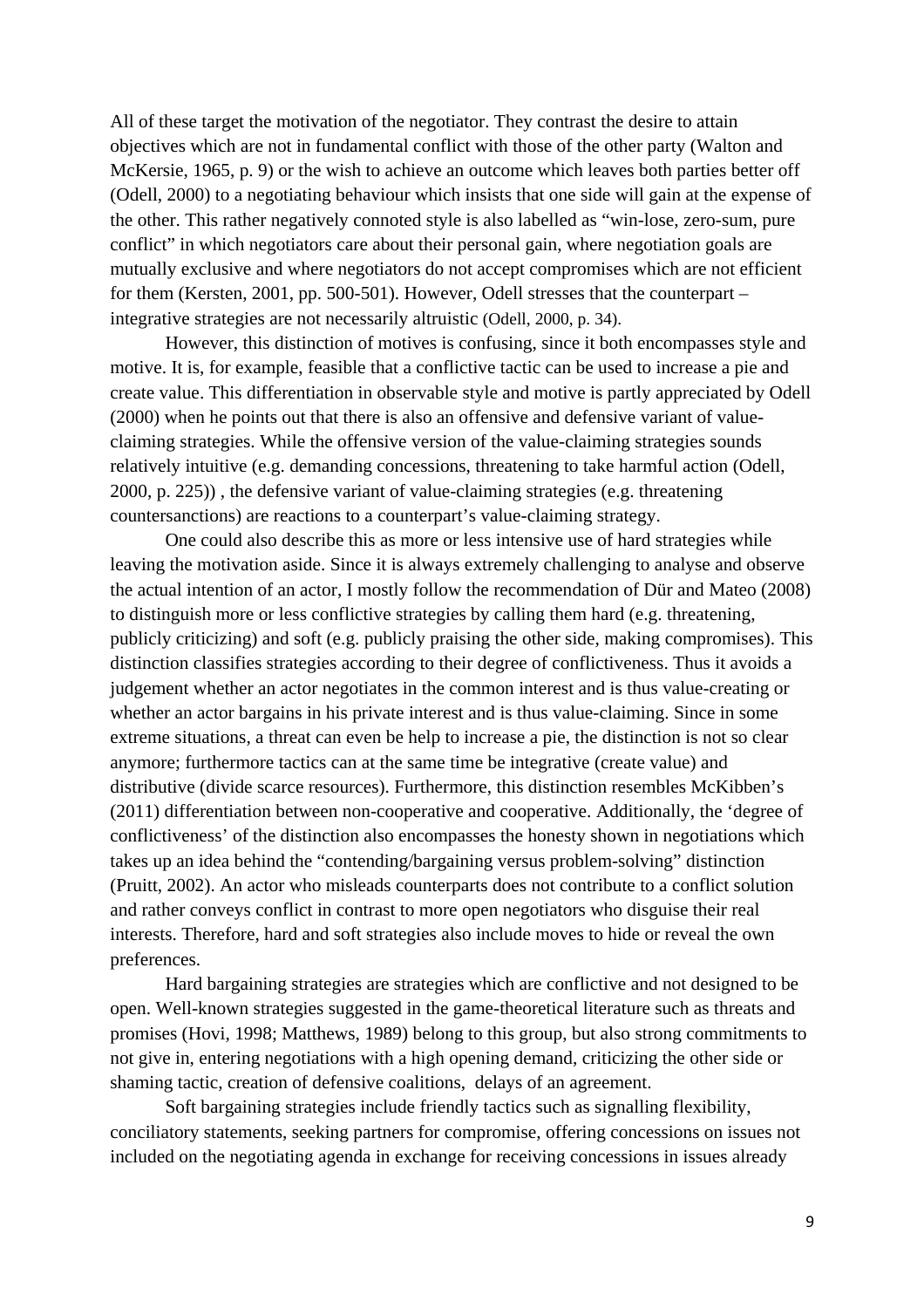All of these target the motivation of the negotiator. They contrast the desire to attain objectives which are not in fundamental conflict with those of the other party (Walton and McKersie, 1965, p. 9) or the wish to achieve an outcome which leaves both parties better off (Odell, 2000) to a negotiating behaviour which insists that one side will gain at the expense of the other. This rather negatively connoted style is also labelled as "win-lose, zero-sum, pure conflict" in which negotiators care about their personal gain, where negotiation goals are mutually exclusive and where negotiators do not accept compromises which are not efficient for them (Kersten, 2001, pp. 500-501). However, Odell stresses that the counterpart – integrative strategies are not necessarily altruistic (Odell, 2000, p. 34).

However, this distinction of motives is confusing, since it both encompasses style and motive. It is, for example, feasible that a conflictive tactic can be used to increase a pie and create value. This differentiation in observable style and motive is partly appreciated by Odell (2000) when he points out that there is also an offensive and defensive variant of value-claiming strategies. While the offensive version of the value-claiming strategies sounds relatively intuitive (e.g. demanding concessions, threatening to take harmful action (Odell, 2000, p. 225)) , the defensive variant of value-claiming strategies (e.g. threatening countersanctions) are reactions to a counterpart's value-claiming strategy.

One could also describe this as more or less intensive use of hard strategies while leaving the motivation aside. Since it is always extremely challenging to analyse and observe the actual intention of an actor, I mostly follow the recommendation of Dür and Mateo (2008) to distinguish more or less conflictive strategies by calling them hard (e.g. threatening, publicly criticizing) and soft (e.g. publicly praising the other side, making compromises). This distinction classifies strategies according to their degree of conflictiveness. Thus it avoids a judgement whether an actor negotiates in the common interest and is thus value-creating or whether an actor bargains in his private interest and is thus value-claiming. Since in some extreme situations, a threat can even be help to increase a pie, the distinction is not so clear anymore; furthermore tactics can at the same time be integrative (create value) and distributive (divide scarce resources). Furthermore, this distinction resembles McKibben's (2011) differentiation between non-cooperative and cooperative. Additionally, the 'degree of conflictiveness' of the distinction also encompasses the honesty shown in negotiations which takes up an idea behind the "contending/bargaining versus problem-solving" distinction (Pruitt, 2002). An actor who misleads counterparts does not contribute to a conflict solution and rather conveys conflict in contrast to more open negotiators who disguise their real interests. Therefore, hard and soft strategies also include moves to hide or reveal the own preferences.

Hard bargaining strategies are strategies which are conflictive and not designed to be open. Well-known strategies suggested in the game-theoretical literature such as threats and promises (Hovi, 1998; Matthews, 1989) belong to this group, but also strong commitments to not give in, entering negotiations with a high opening demand, criticizing the other side or shaming tactic, creation of defensive coalitions, delays of an agreement.

Soft bargaining strategies include friendly tactics such as signalling flexibility, conciliatory statements, seeking partners for compromise, offering concessions on issues not included on the negotiating agenda in exchange for receiving concessions in issues already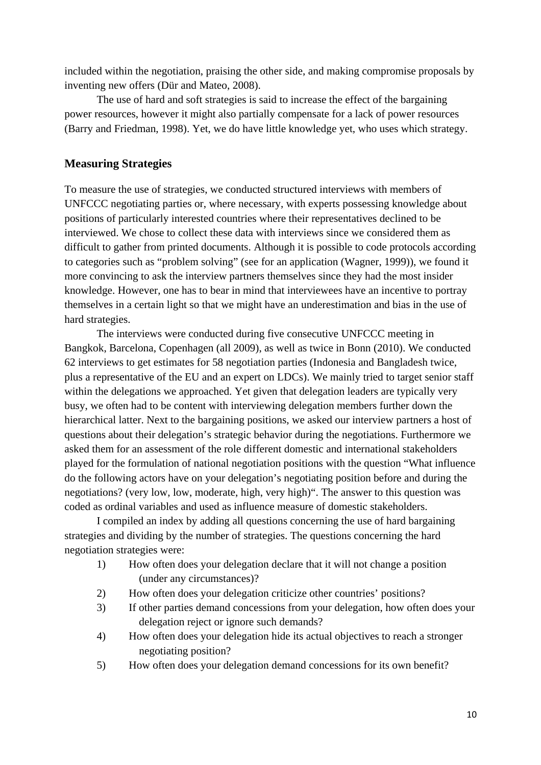included within the negotiation, praising the other side, and making compromise proposals by inventing new offers (Dür and Mateo, 2008).

The use of hard and soft strategies is said to increase the effect of the bargaining power resources, however it might also partially compensate for a lack of power resources (Barry and Friedman, 1998). Yet, we do have little knowledge yet, who uses which strategy.

## Measuring Strategies

To measure the use of strategies, we conducted structured interviews with members of UNFCCC negotiating parties or, where necessary, with experts possessing knowledge about positions of particularly interested countries where their representatives declined to be interviewed. We chose to collect these data with interviews since we considered them as difficult to gather from printed documents. Although it is possible to code protocols according to categories such as "problem solving" (see for an application (Wagner, 1999)), we found it more convincing to ask the interview partners themselves since they had the most insider knowledge. However, one has to bear in mind that interviewees have an incentive to portray themselves in a certain light so that we might have an underestimation and bias in the use of hard strategies.

The interviews were conducted during five consecutive UNFCCC meeting in Bangkok, Barcelona, Copenhagen (all 2009), as well as twice in Bonn (2010). We conducted 62 interviews to get estimates for 58 negotiation parties (Indonesia and Bangladesh twice, plus a representative of the EU and an expert on LDCs). We mainly tried to target senior staff within the delegations we approached. Yet given that delegation leaders are typically very busy, we often had to be content with interviewing delegation members further down the hierarchical latter. Next to the bargaining positions, we asked our interview partners a host of questions about their delegation's strategic behavior during the negotiations. Furthermore we asked them for an assessment of the role different domestic and international stakeholders played for the formulation of national negotiation positions with the question "What influence do the following actors have on your delegation's negotiating position before and during the negotiations? (very low, low, moderate, high, very high)". The answer to this question was coded as ordinal variables and used as influence measure of domestic stakeholders.

I compiled an index by adding all questions concerning the use of hard bargaining strategies and dividing by the number of strategies. The questions concerning the hard negotiation strategies were:

1) How often does your delegation declare that it will not change a position (under any circumstances)?
2) How often does your delegation criticize other countries' positions?
3) If other parties demand concessions from your delegation, how often does your delegation reject or ignore such demands?
4) How often does your delegation hide its actual objectives to reach a stronger negotiating position?
5) How often does your delegation demand concessions for its own benefit?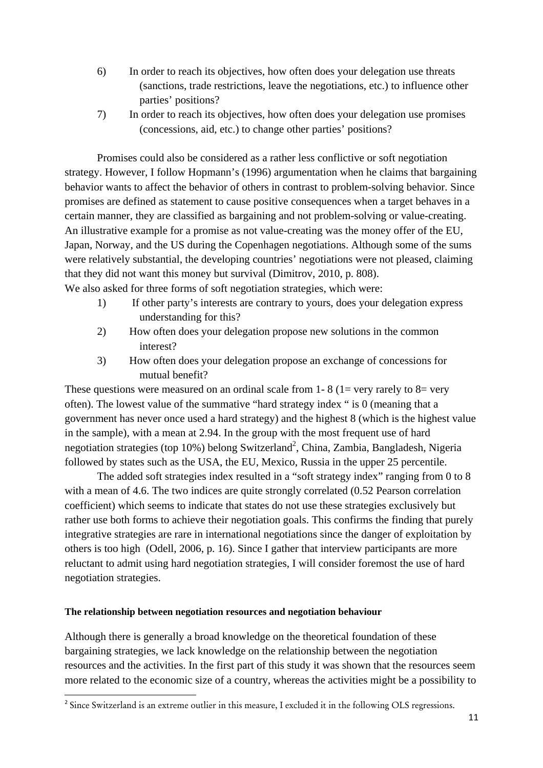6) In order to reach its objectives, how often does your delegation use threats (sanctions, trade restrictions, leave the negotiations, etc.) to influence other parties' positions?

7) In order to reach its objectives, how often does your delegation use promises (concessions, aid, etc.) to change other parties' positions?

Promises could also be considered as a rather less conflictive or soft negotiation strategy. However, I follow Hopmann's (1996) argumentation when he claims that bargaining behavior wants to affect the behavior of others in contrast to problem-solving behavior. Since promises are defined as statement to cause positive consequences when a target behaves in a certain manner, they are classified as bargaining and not problem-solving or value-creating. An illustrative example for a promise as not value-creating was the money offer of the EU, Japan, Norway, and the US during the Copenhagen negotiations. Although some of the sums were relatively substantial, the developing countries' negotiations were not pleased, claiming that they did not want this money but survival (Dimitrov, 2010, p. 808).

We also asked for three forms of soft negotiation strategies, which were:

1) If other party's interests are contrary to yours, does your delegation express understanding for this?

2) How often does your delegation propose new solutions in the common interest?

3) How often does your delegation propose an exchange of concessions for mutual benefit?

These questions were measured on an ordinal scale from 1- 8 (1= very rarely to 8= very often). The lowest value of the summative "hard strategy index " is 0 (meaning that a government has never once used a hard strategy) and the highest 8 (which is the highest value in the sample), with a mean at 2.94. In the group with the most frequent use of hard negotiation strategies (top 10%) belong Switzerland[2], China, Zambia, Bangladesh, Nigeria followed by states such as the USA, the EU, Mexico, Russia in the upper 25 percentile.

The added soft strategies index resulted in a "soft strategy index" ranging from 0 to 8 with a mean of 4.6. The two indices are quite strongly correlated (0.52 Pearson correlation coefficient) which seems to indicate that states do not use these strategies exclusively but rather use both forms to achieve their negotiation goals. This confirms the finding that purely integrative strategies are rare in international negotiations since the danger of exploitation by others is too high (Odell, 2006, p. 16). Since I gather that interview participants are more reluctant to admit using hard negotiation strategies, I will consider foremost the use of hard negotiation strategies.

#### The relationship between negotiation resources and negotiation behaviour

Although there is generally a broad knowledge on the theoretical foundation of these bargaining strategies, we lack knowledge on the relationship between the negotiation resources and the activities. In the first part of this study it was shown that the resources seem more related to the economic size of a country, whereas the activities might be a possibility to

[2] Since Switzerland is an extreme outlier in this measure, I excluded it in the following OLS regressions.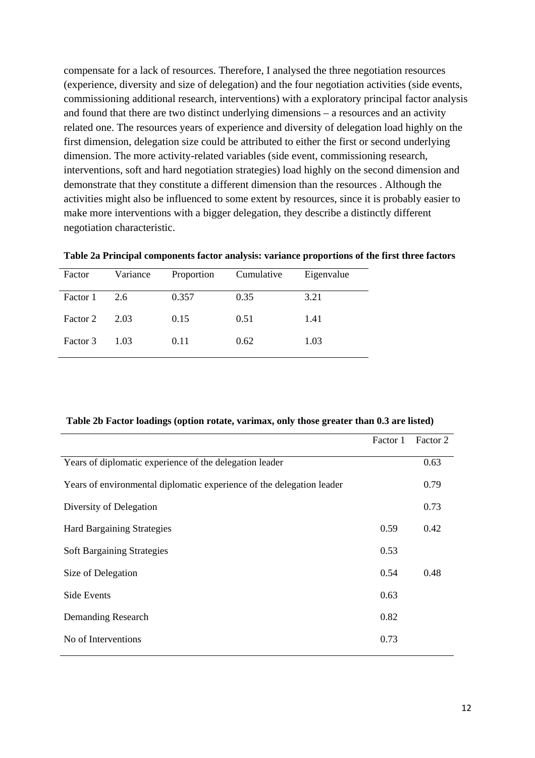compensate for a lack of resources. Therefore, I analysed the three negotiation resources (experience, diversity and size of delegation) and the four negotiation activities (side events, commissioning additional research, interventions) with a exploratory principal factor analysis and found that there are two distinct underlying dimensions – a resources and an activity related one. The resources years of experience and diversity of delegation load highly on the first dimension, delegation size could be attributed to either the first or second underlying dimension. The more activity-related variables (side event, commissioning research, interventions, soft and hard negotiation strategies) load highly on the second dimension and demonstrate that they constitute a different dimension than the resources . Although the activities might also be influenced to some extent by resources, since it is probably easier to make more interventions with a bigger delegation, they describe a distinctly different negotiation characteristic.

**Table 2a Principal components factor analysis: variance proportions of the first three factors**

| Factor | Variance | Proportion | Cumulative | Eigenvalue |
|---|---|---|---|---|
| Factor 1 | 2.6 | 0.357 | 0.35 | 3.21 |
| Factor 2 | 2.03 | 0.15 | 0.51 | 1.41 |
| Factor 3 | 1.03 | 0.11 | 0.62 | 1.03 |

**Table 2b Factor loadings (option rotate, varimax, only those greater than 0.3 are listed)**

| | Factor 1 | Factor 2 |
|---|---|---|
| Years of diplomatic experience of the delegation leader | | 0.63 |
| Years of environmental diplomatic experience of the delegation leader | | 0.79 |
| Diversity of Delegation | | 0.73 |
| Hard Bargaining Strategies | 0.59 | 0.42 |
| Soft Bargaining Strategies | 0.53 | |
| Size of Delegation | 0.54 | 0.48 |
| Side Events | 0.63 | |
| Demanding Research | 0.82 | |
| No of Interventions | 0.73 | |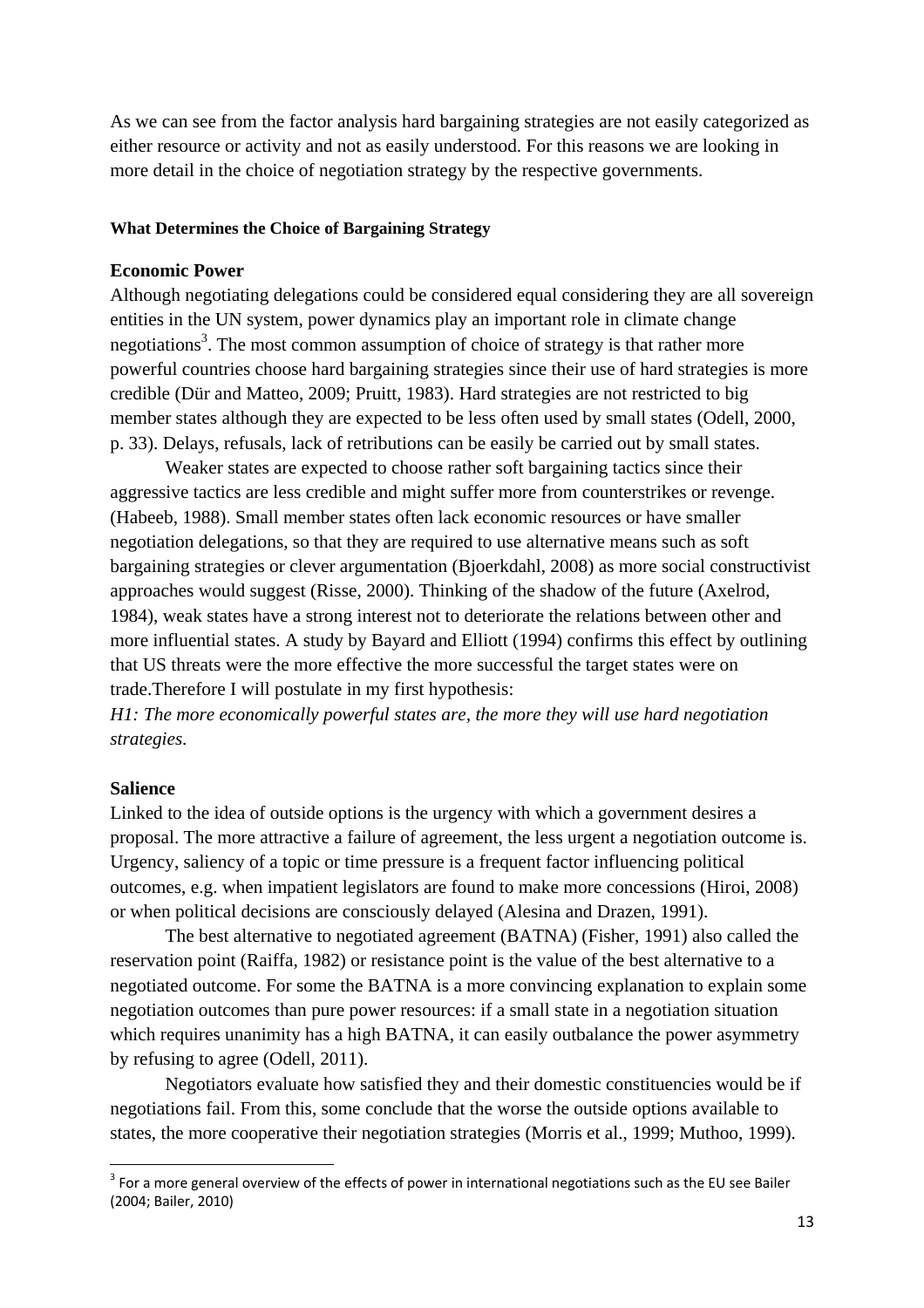As we can see from the factor analysis hard bargaining strategies are not easily categorized as either resource or activity and not as easily understood. For this reasons we are looking in more detail in the choice of negotiation strategy by the respective governments.

#### What Determines the Choice of Bargaining Strategy

### Economic Power

Although negotiating delegations could be considered equal considering they are all sovereign entities in the UN system, power dynamics play an important role in climate change negotiations[3]. The most common assumption of choice of strategy is that rather more powerful countries choose hard bargaining strategies since their use of hard strategies is more credible (Dür and Matteo, 2009; Pruitt, 1983). Hard strategies are not restricted to big member states although they are expected to be less often used by small states (Odell, 2000, p. 33). Delays, refusals, lack of retributions can be easily be carried out by small states.

Weaker states are expected to choose rather soft bargaining tactics since their aggressive tactics are less credible and might suffer more from counterstrikes or revenge. (Habeeb, 1988). Small member states often lack economic resources or have smaller negotiation delegations, so that they are required to use alternative means such as soft bargaining strategies or clever argumentation (Bjoerkdahl, 2008) as more social constructivist approaches would suggest (Risse, 2000). Thinking of the shadow of the future (Axelrod, 1984), weak states have a strong interest not to deteriorate the relations between other and more influential states. A study by Bayard and Elliott (1994) confirms this effect by outlining that US threats were the more effective the more successful the target states were on trade.Therefore I will postulate in my first hypothesis:

*H1: The more economically powerful states are, the more they will use hard negotiation strategies.*

### Salience

Linked to the idea of outside options is the urgency with which a government desires a proposal. The more attractive a failure of agreement, the less urgent a negotiation outcome is. Urgency, saliency of a topic or time pressure is a frequent factor influencing political outcomes, e.g. when impatient legislators are found to make more concessions (Hiroi, 2008) or when political decisions are consciously delayed (Alesina and Drazen, 1991).

The best alternative to negotiated agreement (BATNA) (Fisher, 1991) also called the reservation point (Raiffa, 1982) or resistance point is the value of the best alternative to a negotiated outcome. For some the BATNA is a more convincing explanation to explain some negotiation outcomes than pure power resources: if a small state in a negotiation situation which requires unanimity has a high BATNA, it can easily outbalance the power asymmetry by refusing to agree (Odell, 2011).

Negotiators evaluate how satisfied they and their domestic constituencies would be if negotiations fail. From this, some conclude that the worse the outside options available to states, the more cooperative their negotiation strategies (Morris et al., 1999; Muthoo, 1999).

[3] For a more general overview of the effects of power in international negotiations such as the EU see Bailer (2004; Bailer, 2010)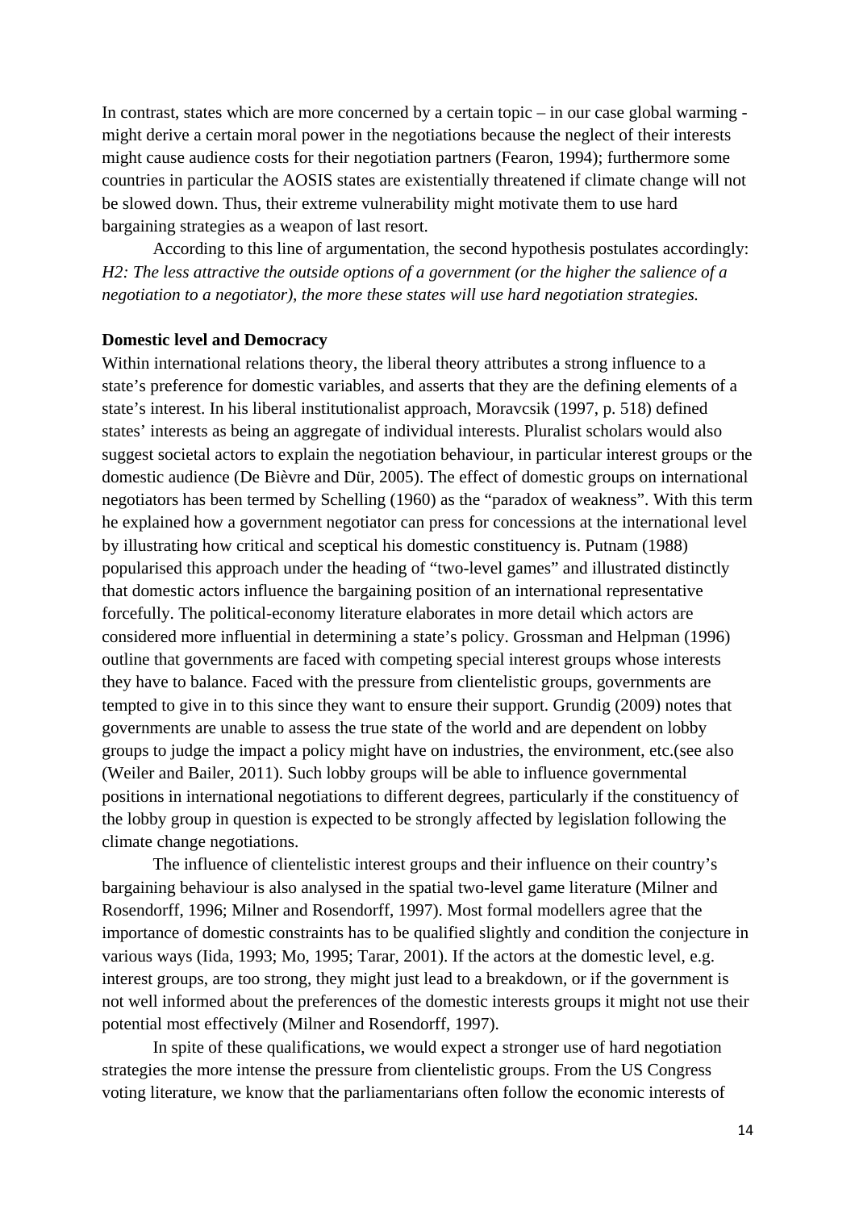In contrast, states which are more concerned by a certain topic – in our case global warming - might derive a certain moral power in the negotiations because the neglect of their interests might cause audience costs for their negotiation partners (Fearon, 1994); furthermore some countries in particular the AOSIS states are existentially threatened if climate change will not be slowed down. Thus, their extreme vulnerability might motivate them to use hard bargaining strategies as a weapon of last resort.

According to this line of argumentation, the second hypothesis postulates accordingly: *H2: The less attractive the outside options of a government (or the higher the salience of a negotiation to a negotiator), the more these states will use hard negotiation strategies.*

**Domestic level and Democracy**

Within international relations theory, the liberal theory attributes a strong influence to a state's preference for domestic variables, and asserts that they are the defining elements of a state's interest. In his liberal institutionalist approach, Moravcsik (1997, p. 518) defined states' interests as being an aggregate of individual interests. Pluralist scholars would also suggest societal actors to explain the negotiation behaviour, in particular interest groups or the domestic audience (De Bièvre and Dür, 2005). The effect of domestic groups on international negotiators has been termed by Schelling (1960) as the "paradox of weakness". With this term he explained how a government negotiator can press for concessions at the international level by illustrating how critical and sceptical his domestic constituency is. Putnam (1988) popularised this approach under the heading of "two-level games" and illustrated distinctly that domestic actors influence the bargaining position of an international representative forcefully. The political-economy literature elaborates in more detail which actors are considered more influential in determining a state's policy. Grossman and Helpman (1996) outline that governments are faced with competing special interest groups whose interests they have to balance. Faced with the pressure from clientelistic groups, governments are tempted to give in to this since they want to ensure their support. Grundig (2009) notes that governments are unable to assess the true state of the world and are dependent on lobby groups to judge the impact a policy might have on industries, the environment, etc.(see also (Weiler and Bailer, 2011). Such lobby groups will be able to influence governmental positions in international negotiations to different degrees, particularly if the constituency of the lobby group in question is expected to be strongly affected by legislation following the climate change negotiations.

The influence of clientelistic interest groups and their influence on their country's bargaining behaviour is also analysed in the spatial two-level game literature (Milner and Rosendorff, 1996; Milner and Rosendorff, 1997). Most formal modellers agree that the importance of domestic constraints has to be qualified slightly and condition the conjecture in various ways (Iida, 1993; Mo, 1995; Tarar, 2001). If the actors at the domestic level, e.g. interest groups, are too strong, they might just lead to a breakdown, or if the government is not well informed about the preferences of the domestic interests groups it might not use their potential most effectively (Milner and Rosendorff, 1997).

In spite of these qualifications, we would expect a stronger use of hard negotiation strategies the more intense the pressure from clientelistic groups. From the US Congress voting literature, we know that the parliamentarians often follow the economic interests of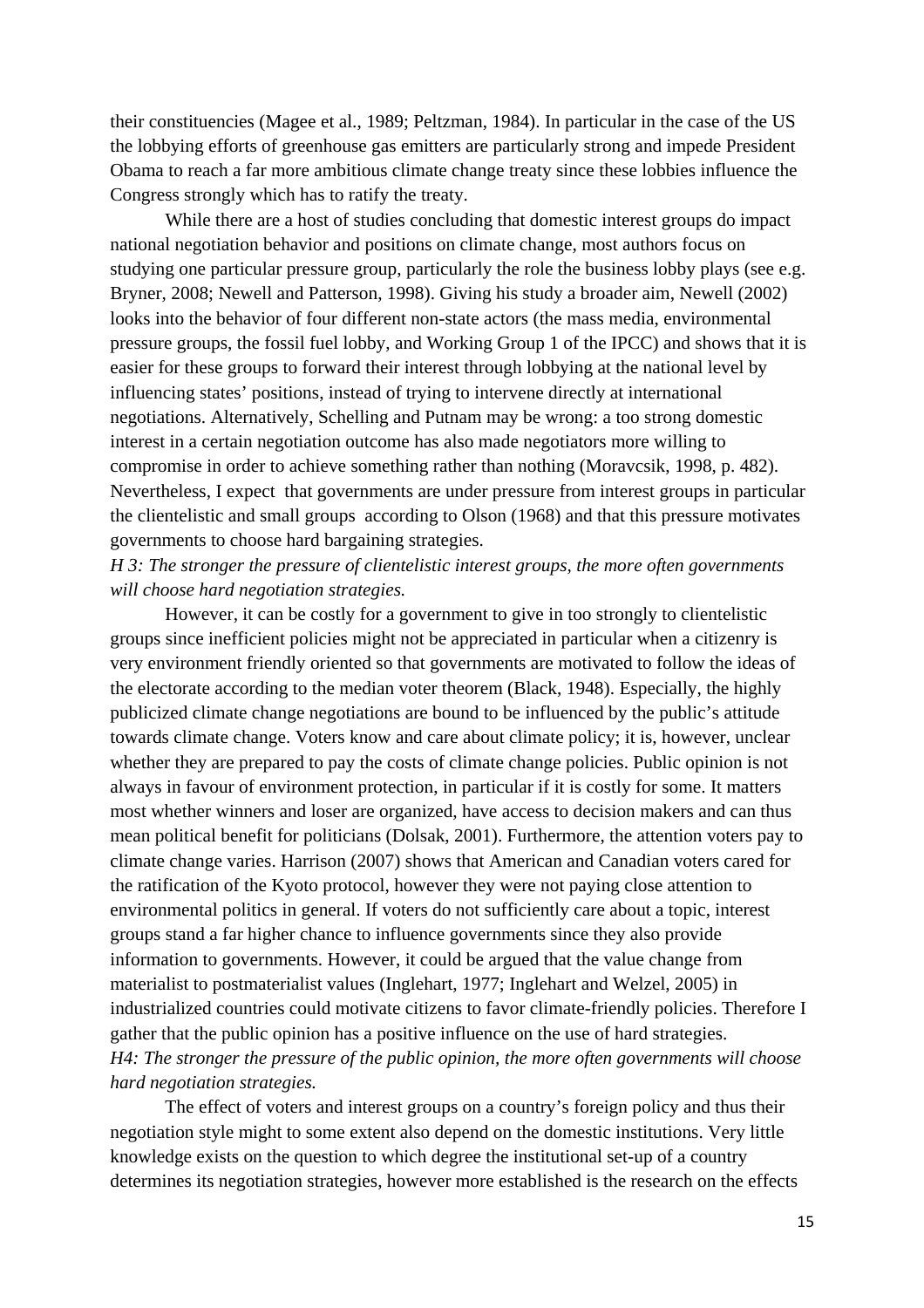their constituencies (Magee et al., 1989; Peltzman, 1984). In particular in the case of the US the lobbying efforts of greenhouse gas emitters are particularly strong and impede President Obama to reach a far more ambitious climate change treaty since these lobbies influence the Congress strongly which has to ratify the treaty.

While there are a host of studies concluding that domestic interest groups do impact national negotiation behavior and positions on climate change, most authors focus on studying one particular pressure group, particularly the role the business lobby plays (see e.g. Bryner, 2008; Newell and Patterson, 1998). Giving his study a broader aim, Newell (2002) looks into the behavior of four different non-state actors (the mass media, environmental pressure groups, the fossil fuel lobby, and Working Group 1 of the IPCC) and shows that it is easier for these groups to forward their interest through lobbying at the national level by influencing states' positions, instead of trying to intervene directly at international negotiations. Alternatively, Schelling and Putnam may be wrong: a too strong domestic interest in a certain negotiation outcome has also made negotiators more willing to compromise in order to achieve something rather than nothing (Moravcsik, 1998, p. 482). Nevertheless, I expect that governments are under pressure from interest groups in particular the clientelistic and small groups according to Olson (1968) and that this pressure motivates governments to choose hard bargaining strategies.

*H 3: The stronger the pressure of clientelistic interest groups, the more often governments will choose hard negotiation strategies.*

However, it can be costly for a government to give in too strongly to clientelistic groups since inefficient policies might not be appreciated in particular when a citizenry is very environment friendly oriented so that governments are motivated to follow the ideas of the electorate according to the median voter theorem (Black, 1948). Especially, the highly publicized climate change negotiations are bound to be influenced by the public's attitude towards climate change. Voters know and care about climate policy; it is, however, unclear whether they are prepared to pay the costs of climate change policies. Public opinion is not always in favour of environment protection, in particular if it is costly for some. It matters most whether winners and loser are organized, have access to decision makers and can thus mean political benefit for politicians (Dolsak, 2001). Furthermore, the attention voters pay to climate change varies. Harrison (2007) shows that American and Canadian voters cared for the ratification of the Kyoto protocol, however they were not paying close attention to environmental politics in general. If voters do not sufficiently care about a topic, interest groups stand a far higher chance to influence governments since they also provide information to governments. However, it could be argued that the value change from materialist to postmaterialist values (Inglehart, 1977; Inglehart and Welzel, 2005) in industrialized countries could motivate citizens to favor climate-friendly policies. Therefore I gather that the public opinion has a positive influence on the use of hard strategies.

*H4: The stronger the pressure of the public opinion, the more often governments will choose hard negotiation strategies.*

The effect of voters and interest groups on a country's foreign policy and thus their negotiation style might to some extent also depend on the domestic institutions. Very little knowledge exists on the question to which degree the institutional set-up of a country determines its negotiation strategies, however more established is the research on the effects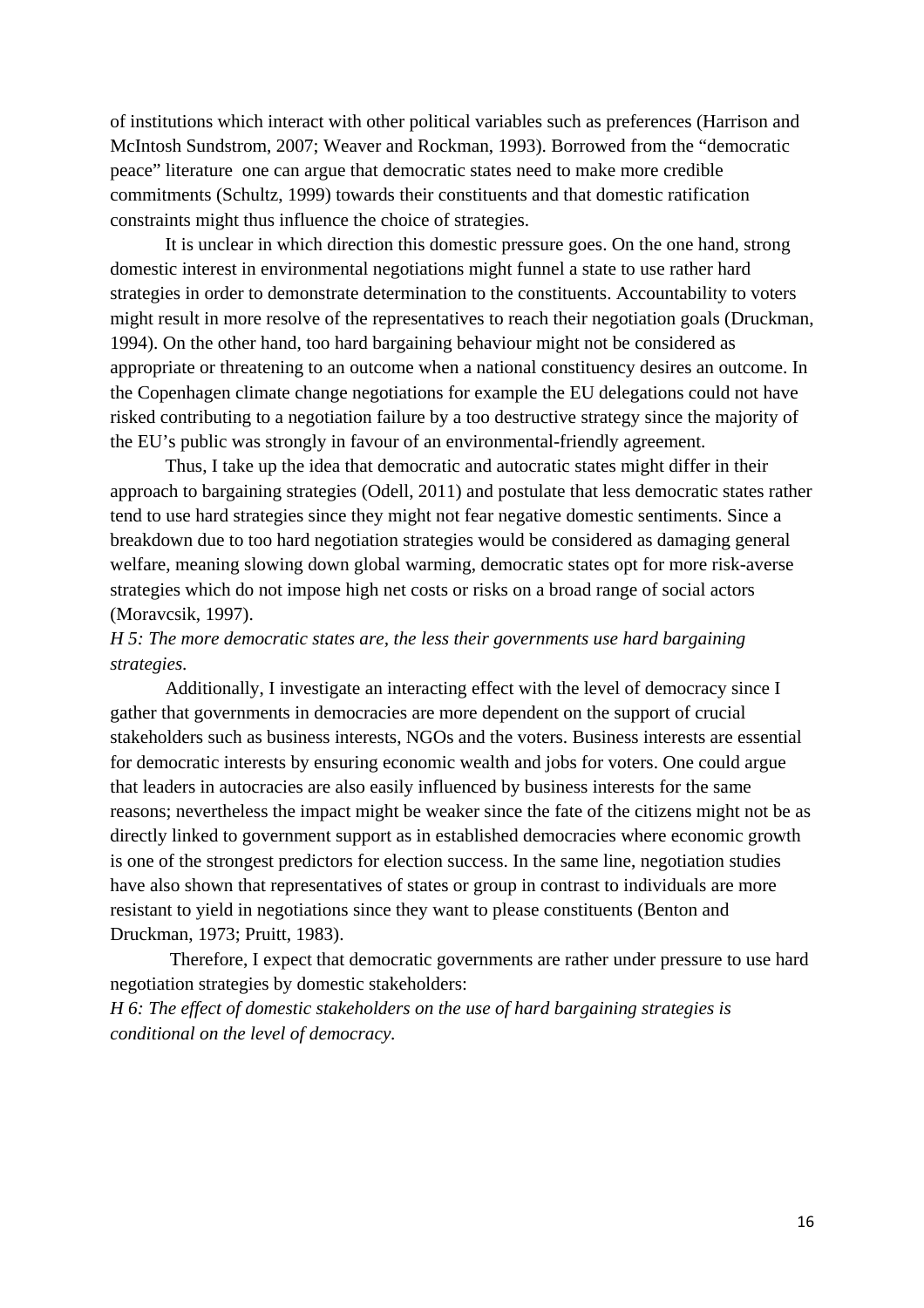of institutions which interact with other political variables such as preferences (Harrison and McIntosh Sundstrom, 2007; Weaver and Rockman, 1993). Borrowed from the "democratic peace" literature one can argue that democratic states need to make more credible commitments (Schultz, 1999) towards their constituents and that domestic ratification constraints might thus influence the choice of strategies.

It is unclear in which direction this domestic pressure goes. On the one hand, strong domestic interest in environmental negotiations might funnel a state to use rather hard strategies in order to demonstrate determination to the constituents. Accountability to voters might result in more resolve of the representatives to reach their negotiation goals (Druckman, 1994). On the other hand, too hard bargaining behaviour might not be considered as appropriate or threatening to an outcome when a national constituency desires an outcome. In the Copenhagen climate change negotiations for example the EU delegations could not have risked contributing to a negotiation failure by a too destructive strategy since the majority of the EU's public was strongly in favour of an environmental-friendly agreement.

Thus, I take up the idea that democratic and autocratic states might differ in their approach to bargaining strategies (Odell, 2011) and postulate that less democratic states rather tend to use hard strategies since they might not fear negative domestic sentiments. Since a breakdown due to too hard negotiation strategies would be considered as damaging general welfare, meaning slowing down global warming, democratic states opt for more risk-averse strategies which do not impose high net costs or risks on a broad range of social actors (Moravcsik, 1997).

*H 5: The more democratic states are, the less their governments use hard bargaining strategies.*

Additionally, I investigate an interacting effect with the level of democracy since I gather that governments in democracies are more dependent on the support of crucial stakeholders such as business interests, NGOs and the voters. Business interests are essential for democratic interests by ensuring economic wealth and jobs for voters. One could argue that leaders in autocracies are also easily influenced by business interests for the same reasons; nevertheless the impact might be weaker since the fate of the citizens might not be as directly linked to government support as in established democracies where economic growth is one of the strongest predictors for election success. In the same line, negotiation studies have also shown that representatives of states or group in contrast to individuals are more resistant to yield in negotiations since they want to please constituents (Benton and Druckman, 1973; Pruitt, 1983).

Therefore, I expect that democratic governments are rather under pressure to use hard negotiation strategies by domestic stakeholders:

*H 6: The effect of domestic stakeholders on the use of hard bargaining strategies is conditional on the level of democracy.*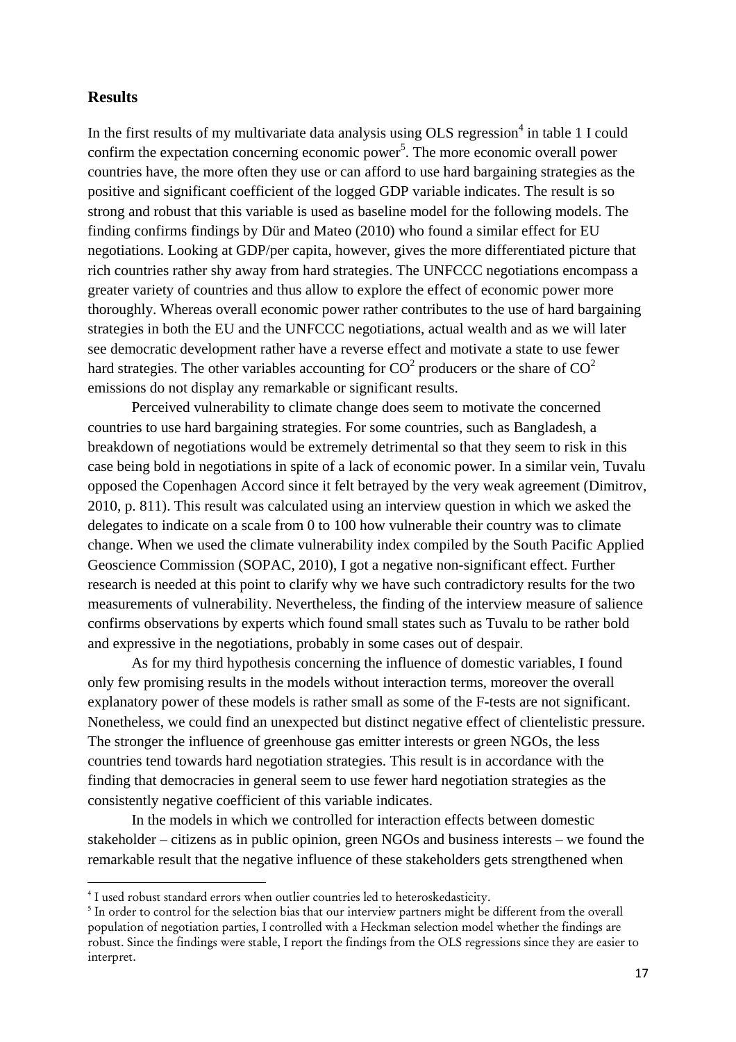## Results

In the first results of my multivariate data analysis using OLS regression[4] in table 1 I could confirm the expectation concerning economic power[5]. The more economic overall power countries have, the more often they use or can afford to use hard bargaining strategies as the positive and significant coefficient of the logged GDP variable indicates. The result is so strong and robust that this variable is used as baseline model for the following models. The finding confirms findings by Dür and Mateo (2010) who found a similar effect for EU negotiations. Looking at GDP/per capita, however, gives the more differentiated picture that rich countries rather shy away from hard strategies. The UNFCCC negotiations encompass a greater variety of countries and thus allow to explore the effect of economic power more thoroughly. Whereas overall economic power rather contributes to the use of hard bargaining strategies in both the EU and the UNFCCC negotiations, actual wealth and as we will later see democratic development rather have a reverse effect and motivate a state to use fewer hard strategies. The other variables accounting for $CO^2$ producers or the share of $CO^2$ emissions do not display any remarkable or significant results.

Perceived vulnerability to climate change does seem to motivate the concerned countries to use hard bargaining strategies. For some countries, such as Bangladesh, a breakdown of negotiations would be extremely detrimental so that they seem to risk in this case being bold in negotiations in spite of a lack of economic power. In a similar vein, Tuvalu opposed the Copenhagen Accord since it felt betrayed by the very weak agreement (Dimitrov, 2010, p. 811). This result was calculated using an interview question in which we asked the delegates to indicate on a scale from 0 to 100 how vulnerable their country was to climate change. When we used the climate vulnerability index compiled by the South Pacific Applied Geoscience Commission (SOPAC, 2010), I got a negative non-significant effect. Further research is needed at this point to clarify why we have such contradictory results for the two measurements of vulnerability. Nevertheless, the finding of the interview measure of salience confirms observations by experts which found small states such as Tuvalu to be rather bold and expressive in the negotiations, probably in some cases out of despair.

As for my third hypothesis concerning the influence of domestic variables, I found only few promising results in the models without interaction terms, moreover the overall explanatory power of these models is rather small as some of the F-tests are not significant. Nonetheless, we could find an unexpected but distinct negative effect of clientelistic pressure. The stronger the influence of greenhouse gas emitter interests or green NGOs, the less countries tend towards hard negotiation strategies. This result is in accordance with the finding that democracies in general seem to use fewer hard negotiation strategies as the consistently negative coefficient of this variable indicates.

In the models in which we controlled for interaction effects between domestic stakeholder – citizens as in public opinion, green NGOs and business interests – we found the remarkable result that the negative influence of these stakeholders gets strengthened when

---

[4] I used robust standard errors when outlier countries led to heteroskedasticity.

[5] In order to control for the selection bias that our interview partners might be different from the overall population of negotiation parties, I controlled with a Heckman selection model whether the findings are robust. Since the findings were stable, I report the findings from the OLS regressions since they are easier to interpret.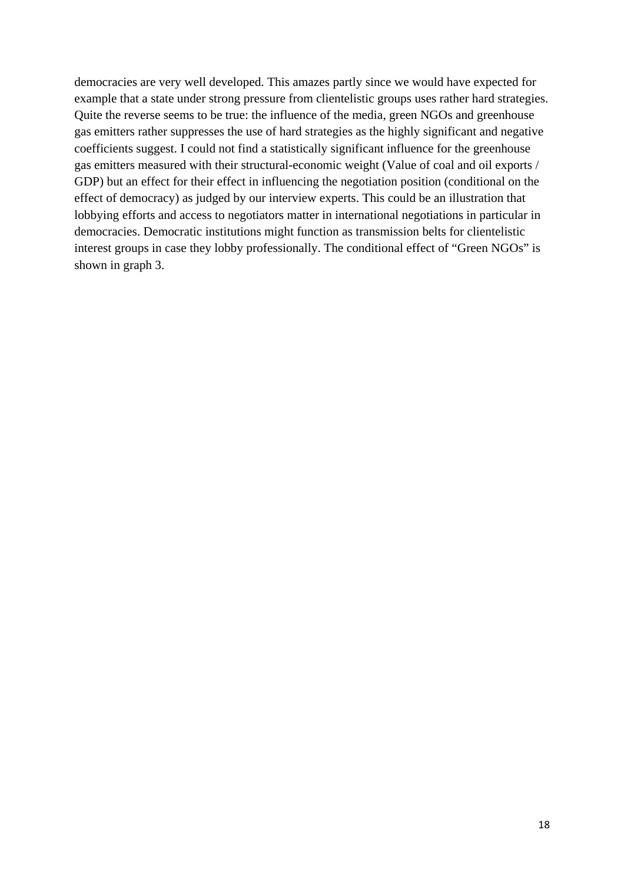democracies are very well developed. This amazes partly since we would have expected for example that a state under strong pressure from clientelistic groups uses rather hard strategies. Quite the reverse seems to be true: the influence of the media, green NGOs and greenhouse gas emitters rather suppresses the use of hard strategies as the highly significant and negative coefficients suggest. I could not find a statistically significant influence for the greenhouse gas emitters measured with their structural-economic weight (Value of coal and oil exports / GDP) but an effect for their effect in influencing the negotiation position (conditional on the effect of democracy) as judged by our interview experts. This could be an illustration that lobbying efforts and access to negotiators matter in international negotiations in particular in democracies. Democratic institutions might function as transmission belts for clientelistic interest groups in case they lobby professionally. The conditional effect of "Green NGOs" is shown in graph 3.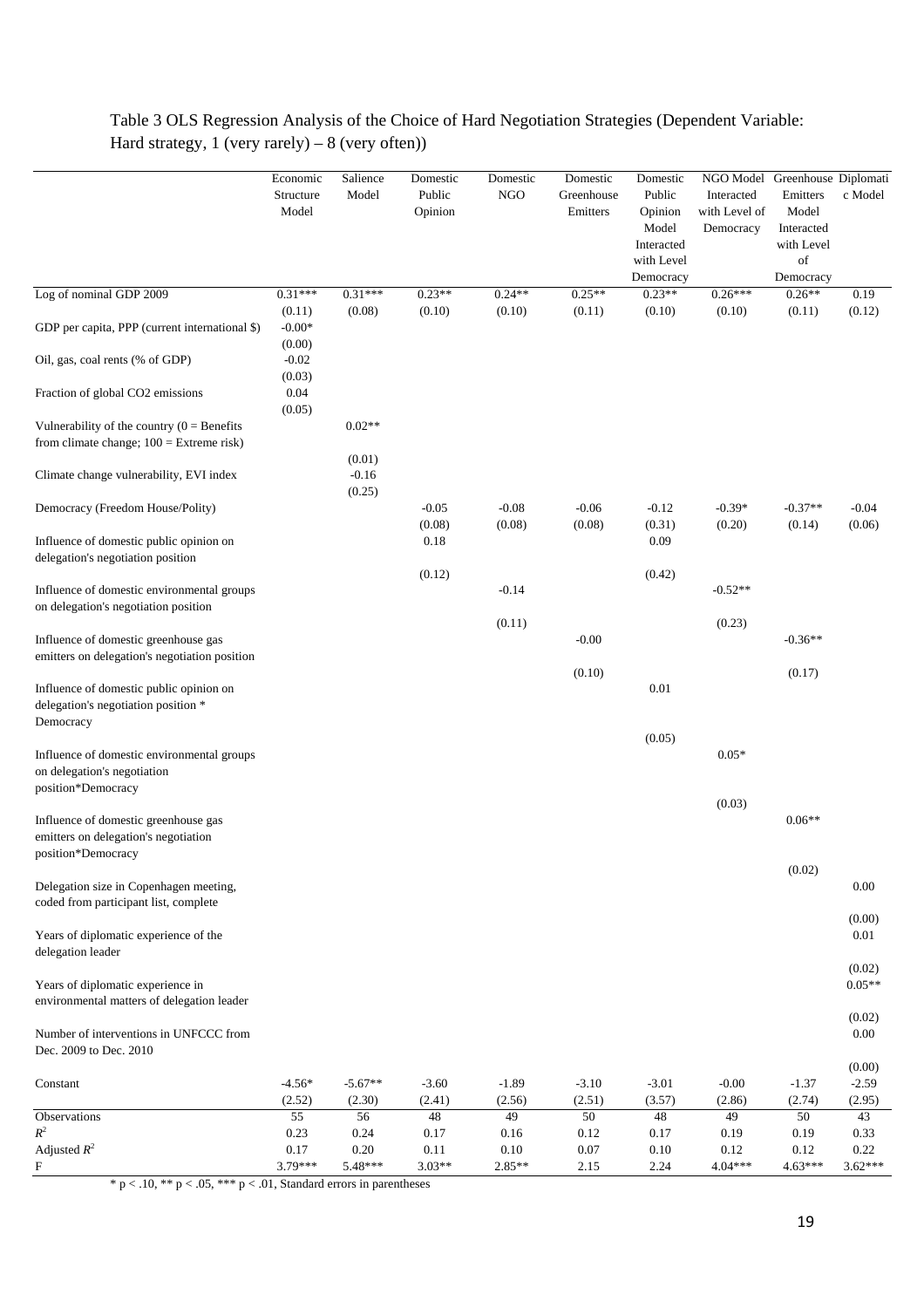Table 3 OLS Regression Analysis of the Choice of Hard Negotiation Strategies (Dependent Variable: Hard strategy, 1 (very rarely) – 8 (very often))

| | Economic Structure Model | Salience Model | Domestic Public Opinion | Domestic NGO | Domestic Greenhouse Emitters | Domestic Public Opinion Model Interacted with Level Democracy | NGO Model Interacted with Level of Democracy | Greenhouse Emitters Model Interacted with Level of Democracy | Diplomatic Model |
|---|---|---|---|---|---|---|---|---|---|
| Log of nominal GDP 2009 | 0.31*** | 0.31*** | 0.23** | 0.24** | 0.25** | 0.23** | 0.26*** | 0.26** | 0.19 |
| | (0.11) | (0.08) | (0.10) | (0.10) | (0.11) | (0.10) | (0.10) | (0.11) | (0.12) |
| GDP per capita, PPP (current international $) | -0.00* | | | | | | | | |
| | (0.00) | | | | | | | | |
| Oil, gas, coal rents (% of GDP) | -0.02 | | | | | | | | |
| | (0.03) | | | | | | | | |
| Fraction of global CO2 emissions | 0.04 | | | | | | | | |
| | (0.05) | | | | | | | | |
| Vulnerability of the country (0 = Benefits from climate change; 100 = Extreme risk) | | 0.02** | | | | | | | |
| | | (0.01) | | | | | | | |
| Climate change vulnerability, EVI index | | -0.16 | | | | | | | |
| | | (0.25) | | | | | | | |
| Democracy (Freedom House/Polity) | | | -0.05 | -0.08 | -0.06 | -0.12 | -0.39* | -0.37** | -0.04 |
| | | | (0.08) | (0.08) | (0.08) | (0.31) | (0.20) | (0.14) | (0.06) |
| Influence of domestic public opinion on delegation's negotiation position | | | 0.18 | | | 0.09 | | | |
| | | | (0.12) | | | (0.42) | | | |
| Influence of domestic environmental groups on delegation's negotiation position | | | | -0.14 | | | -0.52** | | |
| | | | | (0.11) | | | (0.23) | | |
| Influence of domestic greenhouse gas emitters on delegation's negotiation position | | | | | -0.00 | | | -0.36** | |
| | | | | | (0.10) | | | (0.17) | |
| Influence of domestic public opinion on delegation's negotiation position * Democracy | | | | | | 0.01 | | | |
| | | | | | | (0.05) | | | |
| Influence of domestic environmental groups on delegation's negotiation position*Democracy | | | | | | | 0.05* | | |
| | | | | | | | (0.03) | | |
| Influence of domestic greenhouse gas emitters on delegation's negotiation position*Democracy | | | | | | | | 0.06** | |
| | | | | | | | | (0.02) | |
| Delegation size in Copenhagen meeting, coded from participant list, complete | | | | | | | | | 0.00 |
| | | | | | | | | | (0.00) |
| Years of diplomatic experience of the delegation leader | | | | | | | | | 0.01 |
| | | | | | | | | | (0.02) |
| Years of diplomatic experience in environmental matters of delegation leader | | | | | | | | | 0.05** |
| | | | | | | | | | (0.02) |
| Number of interventions in UNFCCC from Dec. 2009 to Dec. 2010 | | | | | | | | | 0.00 |
| | | | | | | | | | (0.00) |
| Constant | -4.56* | -5.67** | -3.60 | -1.89 | -3.10 | -3.01 | -0.00 | -1.37 | -2.59 |
| | (2.52) | (2.30) | (2.41) | (2.56) | (2.51) | (3.57) | (2.86) | (2.74) | (2.95) |
| Observations | 55 | 56 | 48 | 49 | 50 | 48 | 49 | 50 | 43 |
| $R^2$ | 0.23 | 0.24 | 0.17 | 0.16 | 0.12 | 0.17 | 0.19 | 0.19 | 0.33 |
| Adjusted $R^2$ | 0.17 | 0.20 | 0.11 | 0.10 | 0.07 | 0.10 | 0.12 | 0.12 | 0.22 |
| F | 3.79*** | 5.48*** | 3.03** | 2.85** | 2.15 | 2.24 | 4.04*** | 4.63*** | 3.62*** |

* p < .10, ** p < .05, *** p < .01, Standard errors in parentheses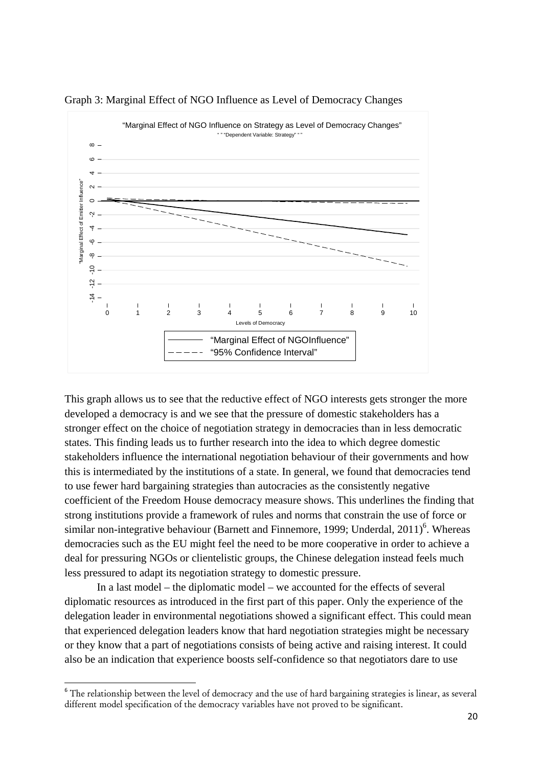Graph 3: Marginal Effect of NGO Influence as Level of Democracy Changes

This graph allows us to see that the reductive effect of NGO interests gets stronger the more developed a democracy is and we see that the pressure of domestic stakeholders has a stronger effect on the choice of negotiation strategy in democracies than in less democratic states. This finding leads us to further research into the idea to which degree domestic stakeholders influence the international negotiation behaviour of their governments and how this is intermediated by the institutions of a state. In general, we found that democracies tend to use fewer hard bargaining strategies than autocracies as the consistently negative coefficient of the Freedom House democracy measure shows. This underlines the finding that strong institutions provide a framework of rules and norms that constrain the use of force or similar non-integrative behaviour (Barnett and Finnemore, 1999; Underdal, 2011)[6]. Whereas democracies such as the EU might feel the need to be more cooperative in order to achieve a deal for pressuring NGOs or clientelistic groups, the Chinese delegation instead feels much less pressured to adapt its negotiation strategy to domestic pressure.

In a last model – the diplomatic model – we accounted for the effects of several diplomatic resources as introduced in the first part of this paper. Only the experience of the delegation leader in environmental negotiations showed a significant effect. This could mean that experienced delegation leaders know that hard negotiation strategies might be necessary or they know that a part of negotiations consists of being active and raising interest. It could also be an indication that experience boosts self-confidence so that negotiators dare to use

[6] The relationship between the level of democracy and the use of hard bargaining strategies is linear, as several different model specification of the democracy variables have not proved to be significant.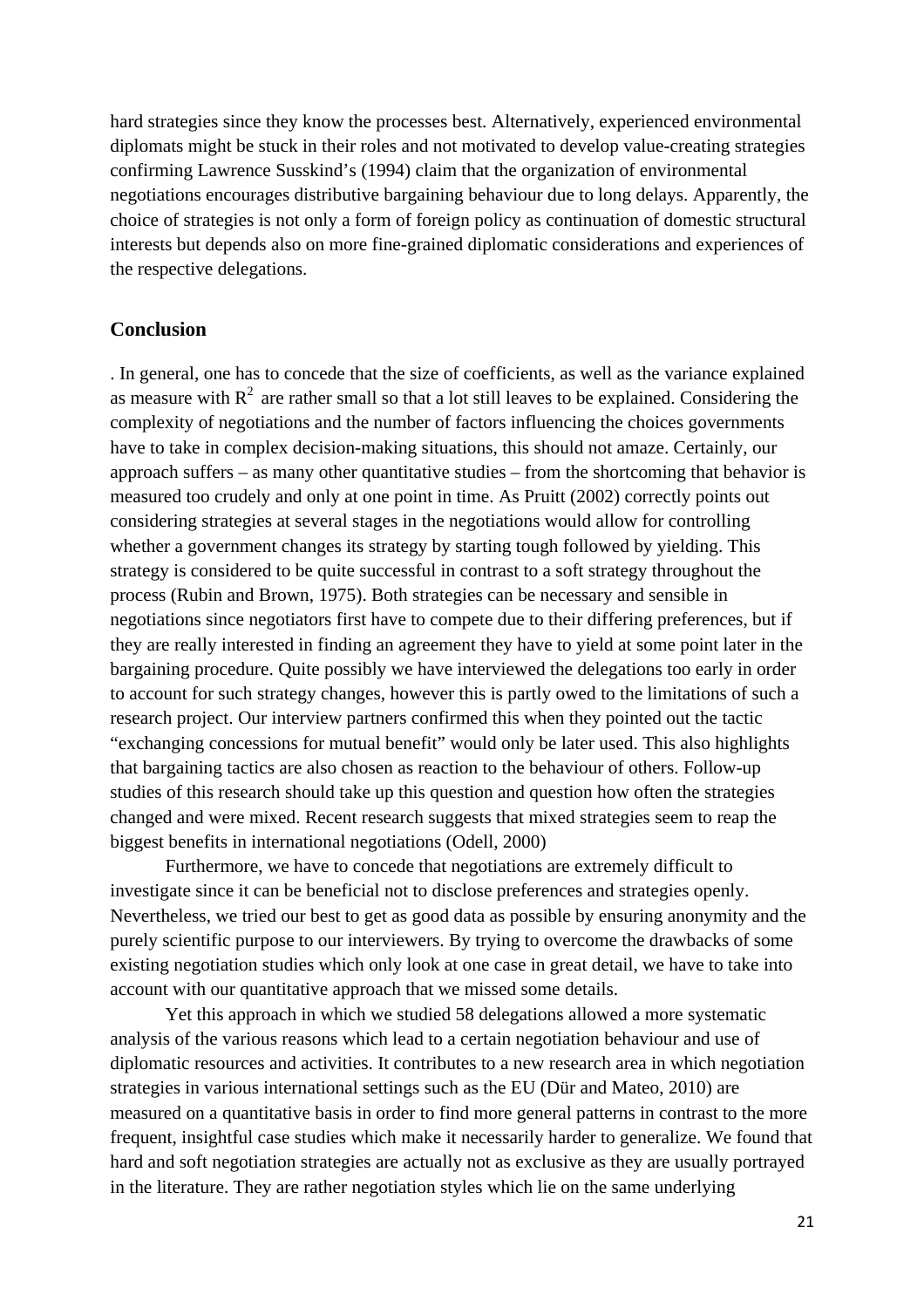hard strategies since they know the processes best. Alternatively, experienced environmental diplomats might be stuck in their roles and not motivated to develop value-creating strategies confirming Lawrence Susskind's (1994) claim that the organization of environmental negotiations encourages distributive bargaining behaviour due to long delays. Apparently, the choice of strategies is not only a form of foreign policy as continuation of domestic structural interests but depends also on more fine-grained diplomatic considerations and experiences of the respective delegations.

## Conclusion

. In general, one has to concede that the size of coefficients, as well as the variance explained as measure with $R^2$ are rather small so that a lot still leaves to be explained. Considering the complexity of negotiations and the number of factors influencing the choices governments have to take in complex decision-making situations, this should not amaze. Certainly, our approach suffers – as many other quantitative studies – from the shortcoming that behavior is measured too crudely and only at one point in time. As Pruitt (2002) correctly points out considering strategies at several stages in the negotiations would allow for controlling whether a government changes its strategy by starting tough followed by yielding. This strategy is considered to be quite successful in contrast to a soft strategy throughout the process (Rubin and Brown, 1975). Both strategies can be necessary and sensible in negotiations since negotiators first have to compete due to their differing preferences, but if they are really interested in finding an agreement they have to yield at some point later in the bargaining procedure. Quite possibly we have interviewed the delegations too early in order to account for such strategy changes, however this is partly owed to the limitations of such a research project. Our interview partners confirmed this when they pointed out the tactic "exchanging concessions for mutual benefit" would only be later used. This also highlights that bargaining tactics are also chosen as reaction to the behaviour of others. Follow-up studies of this research should take up this question and question how often the strategies changed and were mixed. Recent research suggests that mixed strategies seem to reap the biggest benefits in international negotiations (Odell, 2000)

Furthermore, we have to concede that negotiations are extremely difficult to investigate since it can be beneficial not to disclose preferences and strategies openly. Nevertheless, we tried our best to get as good data as possible by ensuring anonymity and the purely scientific purpose to our interviewers. By trying to overcome the drawbacks of some existing negotiation studies which only look at one case in great detail, we have to take into account with our quantitative approach that we missed some details.

Yet this approach in which we studied 58 delegations allowed a more systematic analysis of the various reasons which lead to a certain negotiation behaviour and use of diplomatic resources and activities. It contributes to a new research area in which negotiation strategies in various international settings such as the EU (Dür and Mateo, 2010) are measured on a quantitative basis in order to find more general patterns in contrast to the more frequent, insightful case studies which make it necessarily harder to generalize. We found that hard and soft negotiation strategies are actually not as exclusive as they are usually portrayed in the literature. They are rather negotiation styles which lie on the same underlying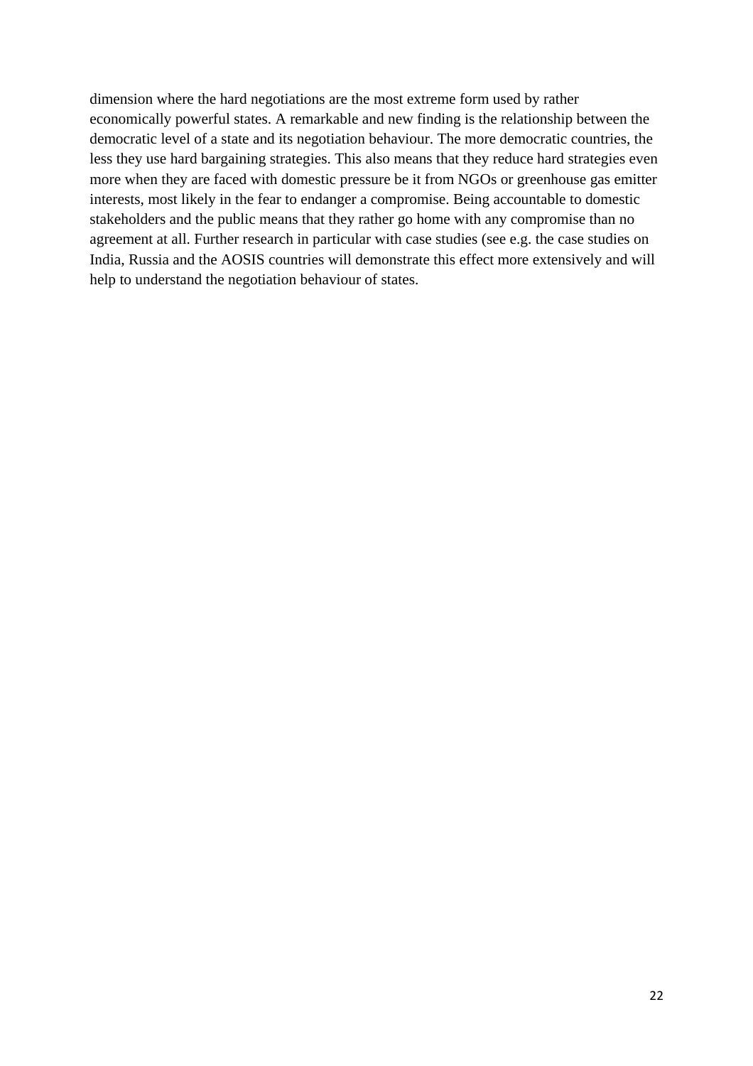dimension where the hard negotiations are the most extreme form used by rather economically powerful states. A remarkable and new finding is the relationship between the democratic level of a state and its negotiation behaviour. The more democratic countries, the less they use hard bargaining strategies. This also means that they reduce hard strategies even more when they are faced with domestic pressure be it from NGOs or greenhouse gas emitter interests, most likely in the fear to endanger a compromise. Being accountable to domestic stakeholders and the public means that they rather go home with any compromise than no agreement at all. Further research in particular with case studies (see e.g. the case studies on India, Russia and the AOSIS countries will demonstrate this effect more extensively and will help to understand the negotiation behaviour of states.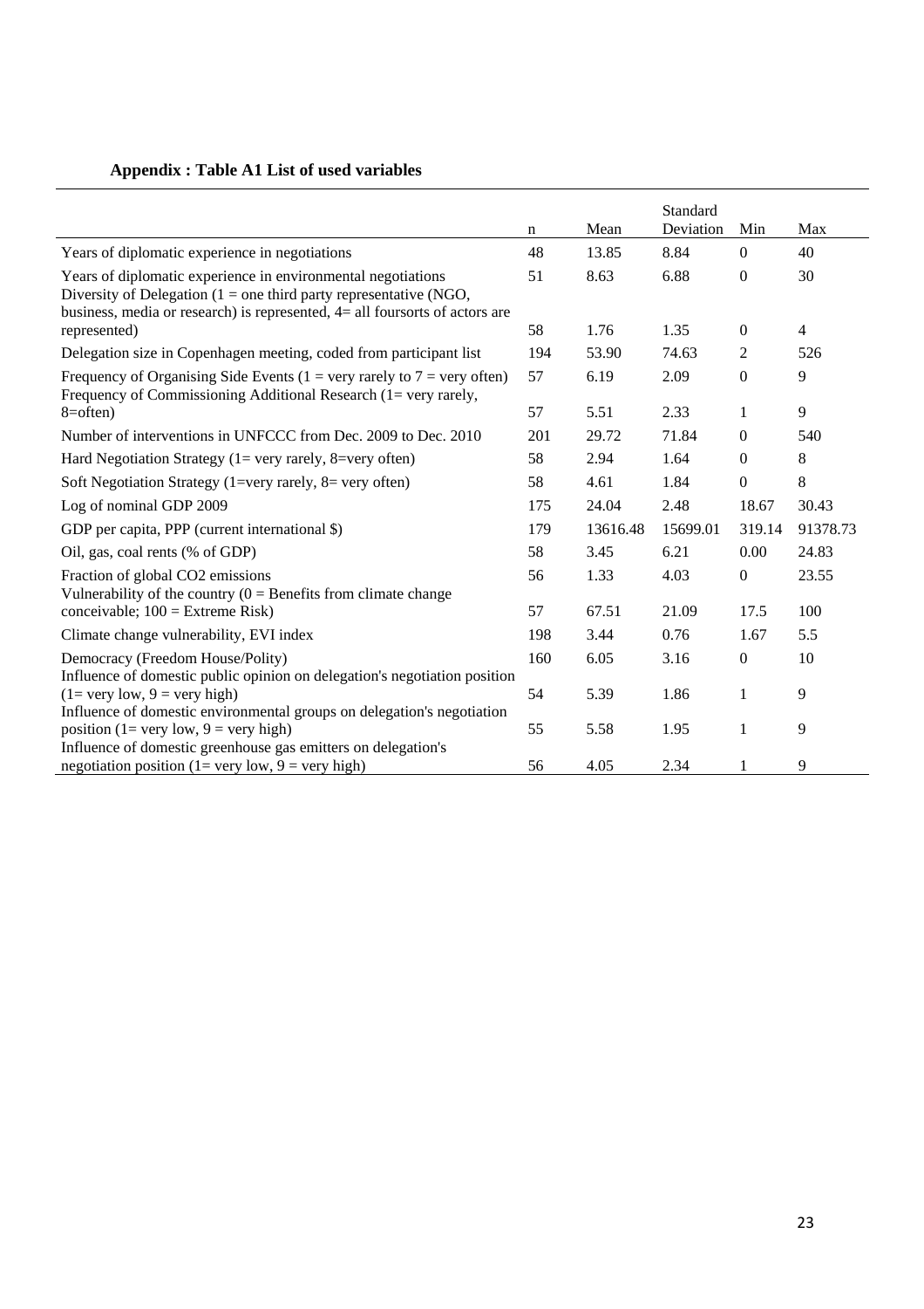### Appendix : Table A1 List of used variables

| | n | Mean | Standard Deviation | Min | Max |
|---|---|---|---|---|---|
| Years of diplomatic experience in negotiations | 48 | 13.85 | 8.84 | 0 | 40 |
| Years of diplomatic experience in environmental negotiations | 51 | 8.63 | 6.88 | 0 | 30 |
| Diversity of Delegation (1 = one third party representative (NGO, business, media or research) is represented, 4= all foursorts of actors are represented) | 58 | 1.76 | 1.35 | 0 | 4 |
| Delegation size in Copenhagen meeting, coded from participant list | 194 | 53.90 | 74.63 | 2 | 526 |
| Frequency of Organising Side Events (1 = very rarely to 7 = very often) | 57 | 6.19 | 2.09 | 0 | 9 |
| Frequency of Commissioning Additional Research (1= very rarely, 8=often) | 57 | 5.51 | 2.33 | 1 | 9 |
| Number of interventions in UNFCCC from Dec. 2009 to Dec. 2010 | 201 | 29.72 | 71.84 | 0 | 540 |
| Hard Negotiation Strategy (1= very rarely, 8=very often) | 58 | 2.94 | 1.64 | 0 | 8 |
| Soft Negotiation Strategy (1=very rarely, 8= very often) | 58 | 4.61 | 1.84 | 0 | 8 |
| Log of nominal GDP 2009 | 175 | 24.04 | 2.48 | 18.67 | 30.43 |
| GDP per capita, PPP (current international $) | 179 | 13616.48 | 15699.01 | 319.14 | 91378.73 |
| Oil, gas, coal rents (% of GDP) | 58 | 3.45 | 6.21 | 0.00 | 24.83 |
| Fraction of global CO2 emissions | 56 | 1.33 | 4.03 | 0 | 23.55 |
| Vulnerability of the country (0 = Benefits from climate change conceivable; 100 = Extreme Risk) | 57 | 67.51 | 21.09 | 17.5 | 100 |
| Climate change vulnerability, EVI index | 198 | 3.44 | 0.76 | 1.67 | 5.5 |
| Democracy (Freedom House/Polity) | 160 | 6.05 | 3.16 | 0 | 10 |
| Influence of domestic public opinion on delegation's negotiation position (1= very low, 9 = very high) | 54 | 5.39 | 1.86 | 1 | 9 |
| Influence of domestic environmental groups on delegation's negotiation position (1= very low, 9 = very high) | 55 | 5.58 | 1.95 | 1 | 9 |
| Influence of domestic greenhouse gas emitters on delegation's negotiation position (1= very low, 9 = very high) | 56 | 4.05 | 2.34 | 1 | 9 |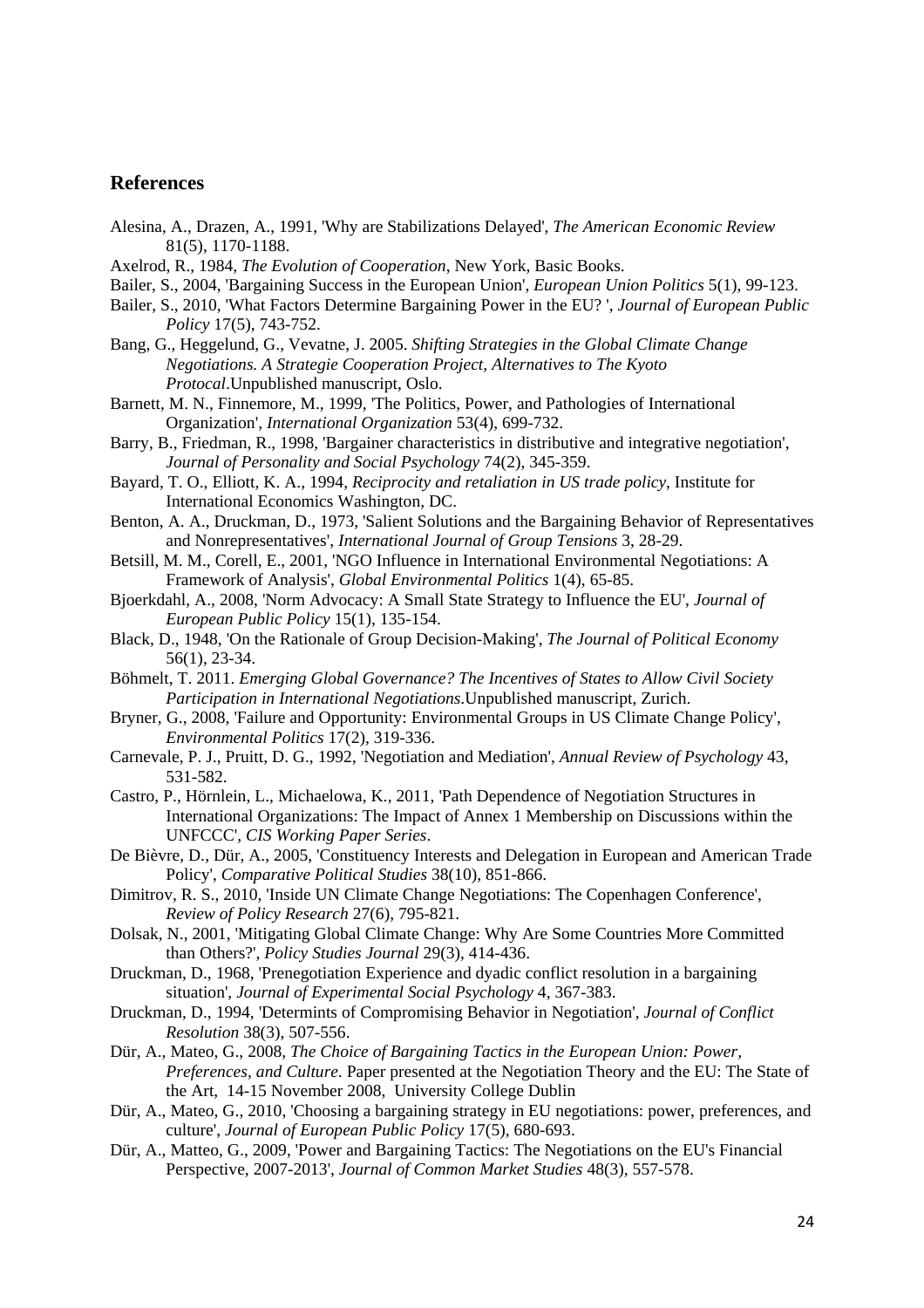## References

Alesina, A., Drazen, A., 1991, 'Why are Stabilizations Delayed', *The American Economic Review* 81(5), 1170-1188.

Axelrod, R., 1984, *The Evolution of Cooperation*, New York, Basic Books.

Bailer, S., 2004, 'Bargaining Success in the European Union', *European Union Politics* 5(1), 99-123.

Bailer, S., 2010, 'What Factors Determine Bargaining Power in the EU? ', *Journal of European Public Policy* 17(5), 743-752.

Bang, G., Heggelund, G., Vevatne, J. 2005. *Shifting Strategies in the Global Climate Change Negotiations. A Strategie Cooperation Project, Alternatives to The Kyoto Protocal*.Unpublished manuscript, Oslo.

Barnett, M. N., Finnemore, M., 1999, 'The Politics, Power, and Pathologies of International Organization', *International Organization* 53(4), 699-732.

Barry, B., Friedman, R., 1998, 'Bargainer characteristics in distributive and integrative negotiation', *Journal of Personality and Social Psychology* 74(2), 345-359.

Bayard, T. O., Elliott, K. A., 1994, *Reciprocity and retaliation in US trade policy*, Institute for International Economics Washington, DC.

Benton, A. A., Druckman, D., 1973, 'Salient Solutions and the Bargaining Behavior of Representatives and Nonrepresentatives', *International Journal of Group Tensions* 3, 28-29.

Betsill, M. M., Corell, E., 2001, 'NGO Influence in International Environmental Negotiations: A Framework of Analysis', *Global Environmental Politics* 1(4), 65-85.

Bjoerkdahl, A., 2008, 'Norm Advocacy: A Small State Strategy to Influence the EU', *Journal of European Public Policy* 15(1), 135-154.

Black, D., 1948, 'On the Rationale of Group Decision-Making', *The Journal of Political Economy* 56(1), 23-34.

Böhmelt, T. 2011. *Emerging Global Governance? The Incentives of States to Allow Civil Society Participation in International Negotiations*.Unpublished manuscript, Zurich.

Bryner, G., 2008, 'Failure and Opportunity: Environmental Groups in US Climate Change Policy', *Environmental Politics* 17(2), 319-336.

Carnevale, P. J., Pruitt, D. G., 1992, 'Negotiation and Mediation', *Annual Review of Psychology* 43, 531-582.

Castro, P., Hörnlein, L., Michaelowa, K., 2011, 'Path Dependence of Negotiation Structures in International Organizations: The Impact of Annex 1 Membership on Discussions within the UNFCCC', *CIS Working Paper Series*.

De Bièvre, D., Dür, A., 2005, 'Constituency Interests and Delegation in European and American Trade Policy', *Comparative Political Studies* 38(10), 851-866.

Dimitrov, R. S., 2010, 'Inside UN Climate Change Negotiations: The Copenhagen Conference', *Review of Policy Research* 27(6), 795-821.

Dolsak, N., 2001, 'Mitigating Global Climate Change: Why Are Some Countries More Committed than Others?', *Policy Studies Journal* 29(3), 414-436.

Druckman, D., 1968, 'Prenegotiation Experience and dyadic conflict resolution in a bargaining situation', *Journal of Experimental Social Psychology* 4, 367-383.

Druckman, D., 1994, 'Determints of Compromising Behavior in Negotiation', *Journal of Conflict Resolution* 38(3), 507-556.

Dür, A., Mateo, G., 2008, *The Choice of Bargaining Tactics in the European Union: Power, Preferences, and Culture*. Paper presented at the Negotiation Theory and the EU: The State of the Art, 14-15 November 2008, University College Dublin

Dür, A., Mateo, G., 2010, 'Choosing a bargaining strategy in EU negotiations: power, preferences, and culture', *Journal of European Public Policy* 17(5), 680-693.

Dür, A., Matteo, G., 2009, 'Power and Bargaining Tactics: The Negotiations on the EU's Financial Perspective, 2007-2013', *Journal of Common Market Studies* 48(3), 557-578.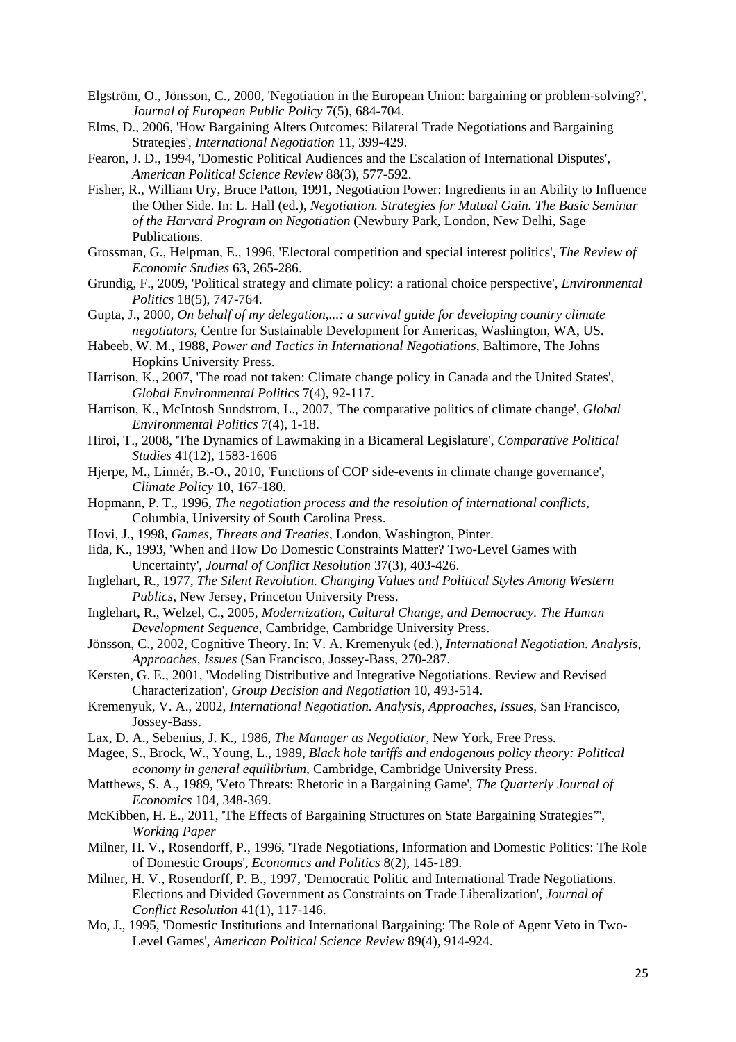Elgström, O., Jönsson, C., 2000, 'Negotiation in the European Union: bargaining or problem-solving?', *Journal of European Public Policy* 7(5), 684-704.

Elms, D., 2006, 'How Bargaining Alters Outcomes: Bilateral Trade Negotiations and Bargaining Strategies', *International Negotiation* 11, 399-429.

Fearon, J. D., 1994, 'Domestic Political Audiences and the Escalation of International Disputes', *American Political Science Review* 88(3), 577-592.

Fisher, R., William Ury, Bruce Patton, 1991, Negotiation Power: Ingredients in an Ability to Influence the Other Side. In: L. Hall (ed.), *Negotiation. Strategies for Mutual Gain. The Basic Seminar of the Harvard Program on Negotiation* (Newbury Park, London, New Delhi, Sage Publications.

Grossman, G., Helpman, E., 1996, 'Electoral competition and special interest politics', *The Review of Economic Studies* 63, 265-286.

Grundig, F., 2009, 'Political strategy and climate policy: a rational choice perspective', *Environmental Politics* 18(5), 747-764.

Gupta, J., 2000, *On behalf of my delegation,...: a survival guide for developing country climate negotiators*, Centre for Sustainable Development for Americas, Washington, WA, US.

Habeeb, W. M., 1988, *Power and Tactics in International Negotiations*, Baltimore, The Johns Hopkins University Press.

Harrison, K., 2007, 'The road not taken: Climate change policy in Canada and the United States', *Global Environmental Politics* 7(4), 92-117.

Harrison, K., McIntosh Sundstrom, L., 2007, 'The comparative politics of climate change', *Global Environmental Politics* 7(4), 1-18.

Hiroi, T., 2008, 'The Dynamics of Lawmaking in a Bicameral Legislature', *Comparative Political Studies* 41(12), 1583-1606

Hjerpe, M., Linnér, B.-O., 2010, 'Functions of COP side-events in climate change governance', *Climate Policy* 10, 167-180.

Hopmann, P. T., 1996, *The negotiation process and the resolution of international conflicts*, Columbia, University of South Carolina Press.

Hovi, J., 1998, *Games, Threats and Treaties*, London, Washington, Pinter.

Iida, K., 1993, 'When and How Do Domestic Constraints Matter? Two-Level Games with Uncertainty', *Journal of Conflict Resolution* 37(3), 403-426.

Inglehart, R., 1977, *The Silent Revolution. Changing Values and Political Styles Among Western Publics*, New Jersey, Princeton University Press.

Inglehart, R., Welzel, C., 2005, *Modernization, Cultural Change, and Democracy. The Human Development Sequence*, Cambridge, Cambridge University Press.

Jönsson, C., 2002, Cognitive Theory. In: V. A. Kremenyuk (ed.), *International Negotiation. Analysis, Approaches, Issues* (San Francisco, Jossey-Bass, 270-287.

Kersten, G. E., 2001, 'Modeling Distributive and Integrative Negotiations. Review and Revised Characterization', *Group Decision and Negotiation* 10, 493-514.

Kremenyuk, V. A., 2002, *International Negotiation. Analysis, Approaches, Issues*, San Francisco, Jossey-Bass.

Lax, D. A., Sebenius, J. K., 1986, *The Manager as Negotiator*, New York, Free Press.

Magee, S., Brock, W., Young, L., 1989, *Black hole tariffs and endogenous policy theory: Political economy in general equilibrium*, Cambridge, Cambridge University Press.

Matthews, S. A., 1989, 'Veto Threats: Rhetoric in a Bargaining Game', *The Quarterly Journal of Economics* 104, 348-369.

McKibben, H. E., 2011, 'The Effects of Bargaining Structures on State Bargaining Strategies"', *Working Paper*

Milner, H. V., Rosendorff, P., 1996, 'Trade Negotiations, Information and Domestic Politics: The Role of Domestic Groups', *Economics and Politics* 8(2), 145-189.

Milner, H. V., Rosendorff, P. B., 1997, 'Democratic Politic and International Trade Negotiations. Elections and Divided Government as Constraints on Trade Liberalization', *Journal of Conflict Resolution* 41(1), 117-146.

Mo, J., 1995, 'Domestic Institutions and International Bargaining: The Role of Agent Veto in Two-Level Games', *American Political Science Review* 89(4), 914-924.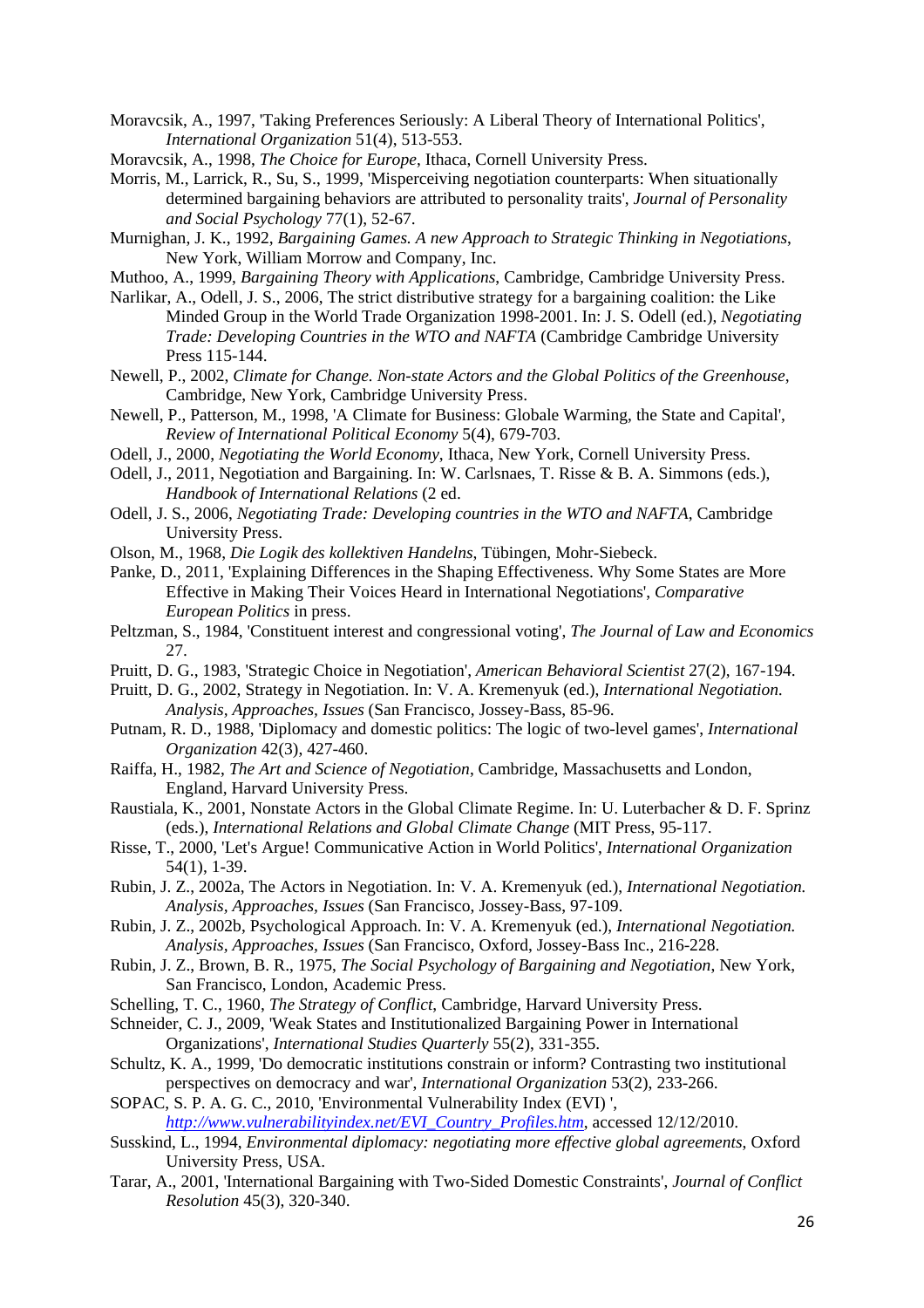Moravcsik, A., 1997, 'Taking Preferences Seriously: A Liberal Theory of International Politics', *International Organization* 51(4), 513-553.

Moravcsik, A., 1998, *The Choice for Europe*, Ithaca, Cornell University Press.

Morris, M., Larrick, R., Su, S., 1999, 'Misperceiving negotiation counterparts: When situationally determined bargaining behaviors are attributed to personality traits', *Journal of Personality and Social Psychology* 77(1), 52-67.

Murnighan, J. K., 1992, *Bargaining Games. A new Approach to Strategic Thinking in Negotiations*, New York, William Morrow and Company, Inc.

Muthoo, A., 1999, *Bargaining Theory with Applications*, Cambridge, Cambridge University Press.

Narlikar, A., Odell, J. S., 2006, The strict distributive strategy for a bargaining coalition: the Like Minded Group in the World Trade Organization 1998-2001. In: J. S. Odell (ed.), *Negotiating Trade: Developing Countries in the WTO and NAFTA* (Cambridge Cambridge University Press 115-144.

Newell, P., 2002, *Climate for Change. Non-state Actors and the Global Politics of the Greenhouse*, Cambridge, New York, Cambridge University Press.

Newell, P., Patterson, M., 1998, 'A Climate for Business: Globale Warming, the State and Capital', *Review of International Political Economy* 5(4), 679-703.

Odell, J., 2000, *Negotiating the World Economy*, Ithaca, New York, Cornell University Press.

Odell, J., 2011, Negotiation and Bargaining. In: W. Carlsnaes, T. Risse & B. A. Simmons (eds.), *Handbook of International Relations* (2 ed.

Odell, J. S., 2006, *Negotiating Trade: Developing countries in the WTO and NAFTA*, Cambridge University Press.

Olson, M., 1968, *Die Logik des kollektiven Handelns*, Tübingen, Mohr-Siebeck.

Panke, D., 2011, 'Explaining Differences in the Shaping Effectiveness. Why Some States are More Effective in Making Their Voices Heard in International Negotiations', *Comparative European Politics* in press.

Peltzman, S., 1984, 'Constituent interest and congressional voting', *The Journal of Law and Economics* 27.

Pruitt, D. G., 1983, 'Strategic Choice in Negotiation', *American Behavioral Scientist* 27(2), 167-194.

Pruitt, D. G., 2002, Strategy in Negotiation. In: V. A. Kremenyuk (ed.), *International Negotiation. Analysis, Approaches, Issues* (San Francisco, Jossey-Bass, 85-96.

Putnam, R. D., 1988, 'Diplomacy and domestic politics: The logic of two-level games', *International Organization* 42(3), 427-460.

Raiffa, H., 1982, *The Art and Science of Negotiation*, Cambridge, Massachusetts and London, England, Harvard University Press.

Raustiala, K., 2001, Nonstate Actors in the Global Climate Regime. In: U. Luterbacher & D. F. Sprinz (eds.), *International Relations and Global Climate Change* (MIT Press, 95-117.

Risse, T., 2000, 'Let's Argue! Communicative Action in World Politics', *International Organization* 54(1), 1-39.

Rubin, J. Z., 2002a, The Actors in Negotiation. In: V. A. Kremenyuk (ed.), *International Negotiation. Analysis, Approaches, Issues* (San Francisco, Jossey-Bass, 97-109.

Rubin, J. Z., 2002b, Psychological Approach. In: V. A. Kremenyuk (ed.), *International Negotiation. Analysis, Approaches, Issues* (San Francisco, Oxford, Jossey-Bass Inc., 216-228.

Rubin, J. Z., Brown, B. R., 1975, *The Social Psychology of Bargaining and Negotiation*, New York, San Francisco, London, Academic Press.

Schelling, T. C., 1960, *The Strategy of Conflict*, Cambridge, Harvard University Press.

Schneider, C. J., 2009, 'Weak States and Institutionalized Bargaining Power in International Organizations', *International Studies Quarterly* 55(2), 331-355.

Schultz, K. A., 1999, 'Do democratic institutions constrain or inform? Contrasting two institutional perspectives on democracy and war', *International Organization* 53(2), 233-266.

SOPAC, S. P. A. G. C., 2010, 'Environmental Vulnerability Index (EVI) ', *http://www.vulnerabilityindex.net/EVI_Country_Profiles.htm*, accessed 12/12/2010.

Susskind, L., 1994, *Environmental diplomacy: negotiating more effective global agreements*, Oxford University Press, USA.

Tarar, A., 2001, 'International Bargaining with Two-Sided Domestic Constraints', *Journal of Conflict Resolution* 45(3), 320-340.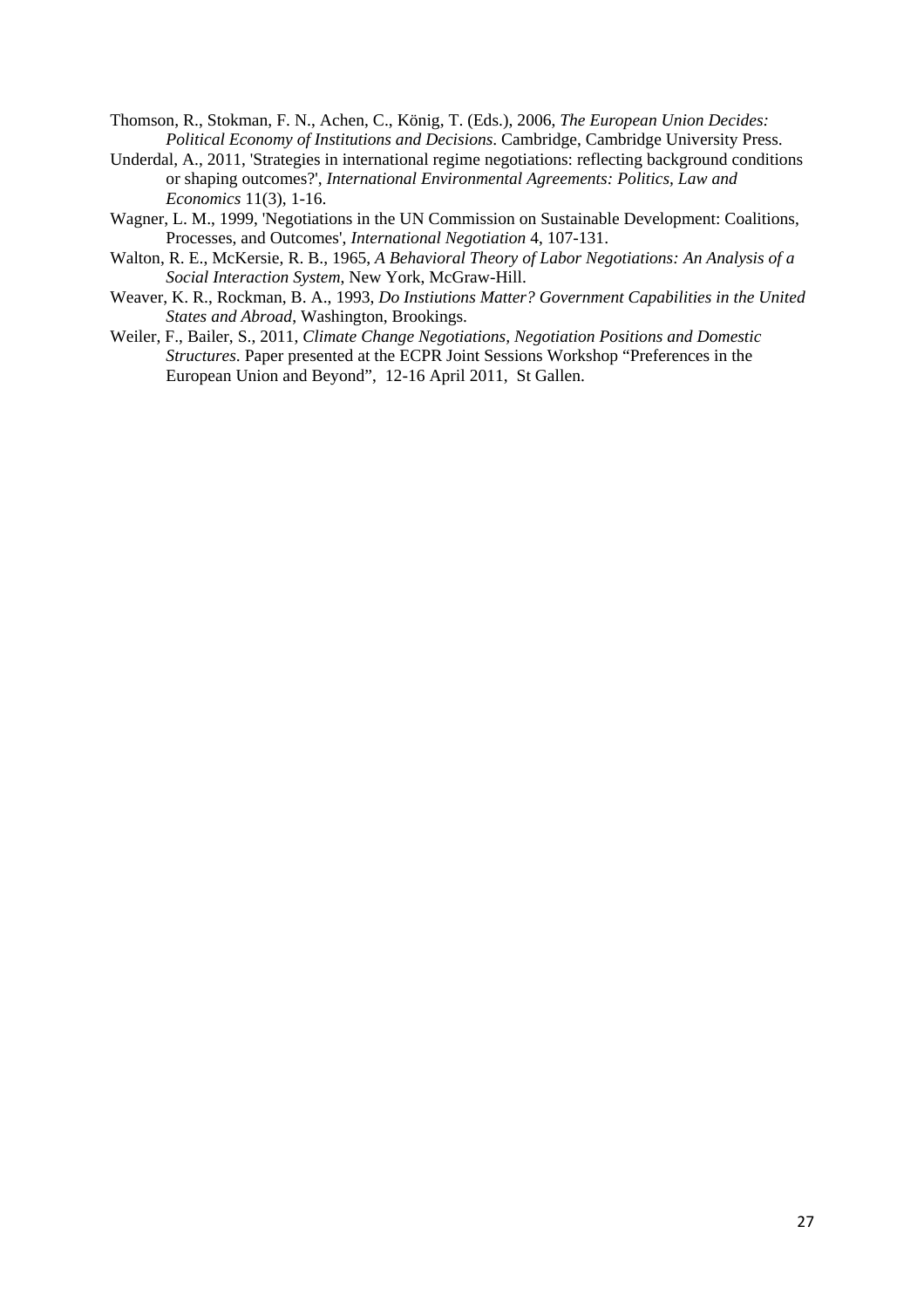Thomson, R., Stokman, F. N., Achen, C., König, T. (Eds.), 2006, *The European Union Decides: Political Economy of Institutions and Decisions*. Cambridge, Cambridge University Press.

Underdal, A., 2011, 'Strategies in international regime negotiations: reflecting background conditions or shaping outcomes?', *International Environmental Agreements: Politics, Law and Economics* 11(3), 1-16.

Wagner, L. M., 1999, 'Negotiations in the UN Commission on Sustainable Development: Coalitions, Processes, and Outcomes', *International Negotiation* 4, 107-131.

Walton, R. E., McKersie, R. B., 1965, *A Behavioral Theory of Labor Negotiations: An Analysis of a Social Interaction System*, New York, McGraw-Hill.

Weaver, K. R., Rockman, B. A., 1993, *Do Instiutions Matter? Government Capabilities in the United States and Abroad*, Washington, Brookings.

Weiler, F., Bailer, S., 2011, *Climate Change Negotiations, Negotiation Positions and Domestic Structures*. Paper presented at the ECPR Joint Sessions Workshop "Preferences in the European Union and Beyond", 12-16 April 2011, St Gallen.